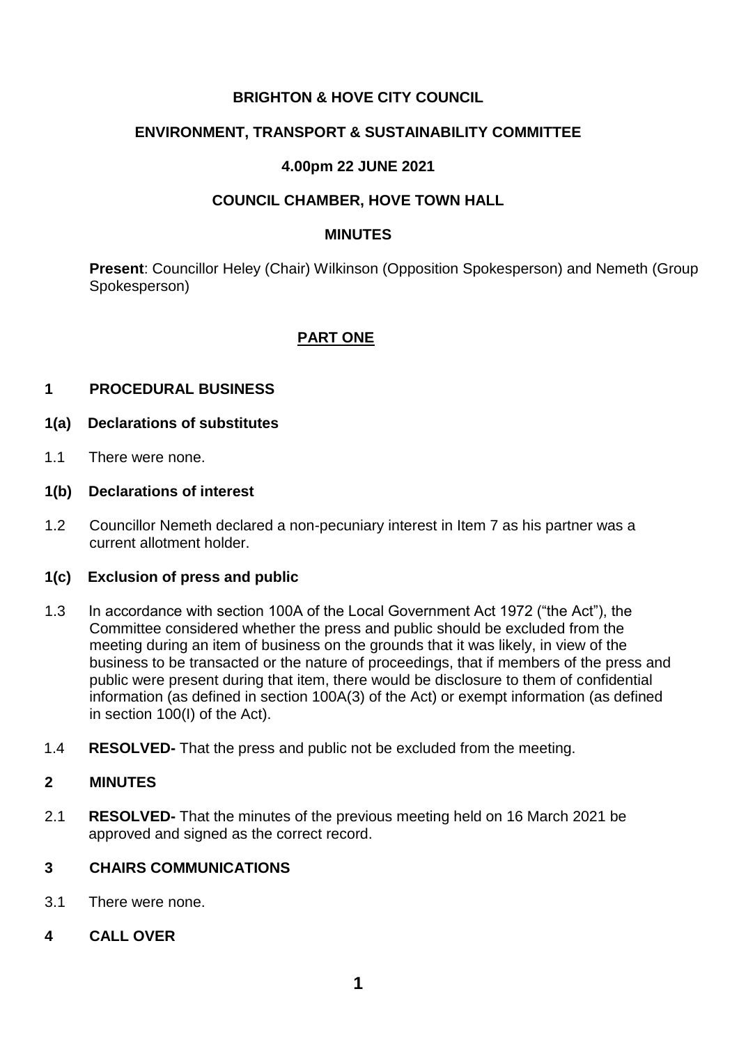**BRIGHTON & HOVE CITY COUNCIL**

**ENVIRONMENT, TRANSPORT & SUSTAINABILITY COMMITTEE**

**4.00pm 22 JUNE 2021**

**COUNCIL CHAMBER, HOVE TOWN HALL**

**MINUTES**

**Present**: Councillor Heley (Chair) Wilkinson (Opposition Spokesperson) and Nemeth (Group Spokesperson)

## PART ONE

### 1 PROCEDURAL BUSINESS

#### 1(a) Declarations of substitutes

1.1 There were none.

#### 1(b) Declarations of interest

1.2 Councillor Nemeth declared a non-pecuniary interest in Item 7 as his partner was a current allotment holder.

#### 1(c) Exclusion of press and public

1.3 In accordance with section 100A of the Local Government Act 1972 ("the Act"), the Committee considered whether the press and public should be excluded from the meeting during an item of business on the grounds that it was likely, in view of the business to be transacted or the nature of proceedings, that if members of the press and public were present during that item, there would be disclosure to them of confidential information (as defined in section 100A(3) of the Act) or exempt information (as defined in section 100(I) of the Act).

1.4 **RESOLVED-** That the press and public not be excluded from the meeting.

### 2 MINUTES

2.1 **RESOLVED-** That the minutes of the previous meeting held on 16 March 2021 be approved and signed as the correct record.

### 3 CHAIRS COMMUNICATIONS

3.1 There were none.

### 4 CALL OVER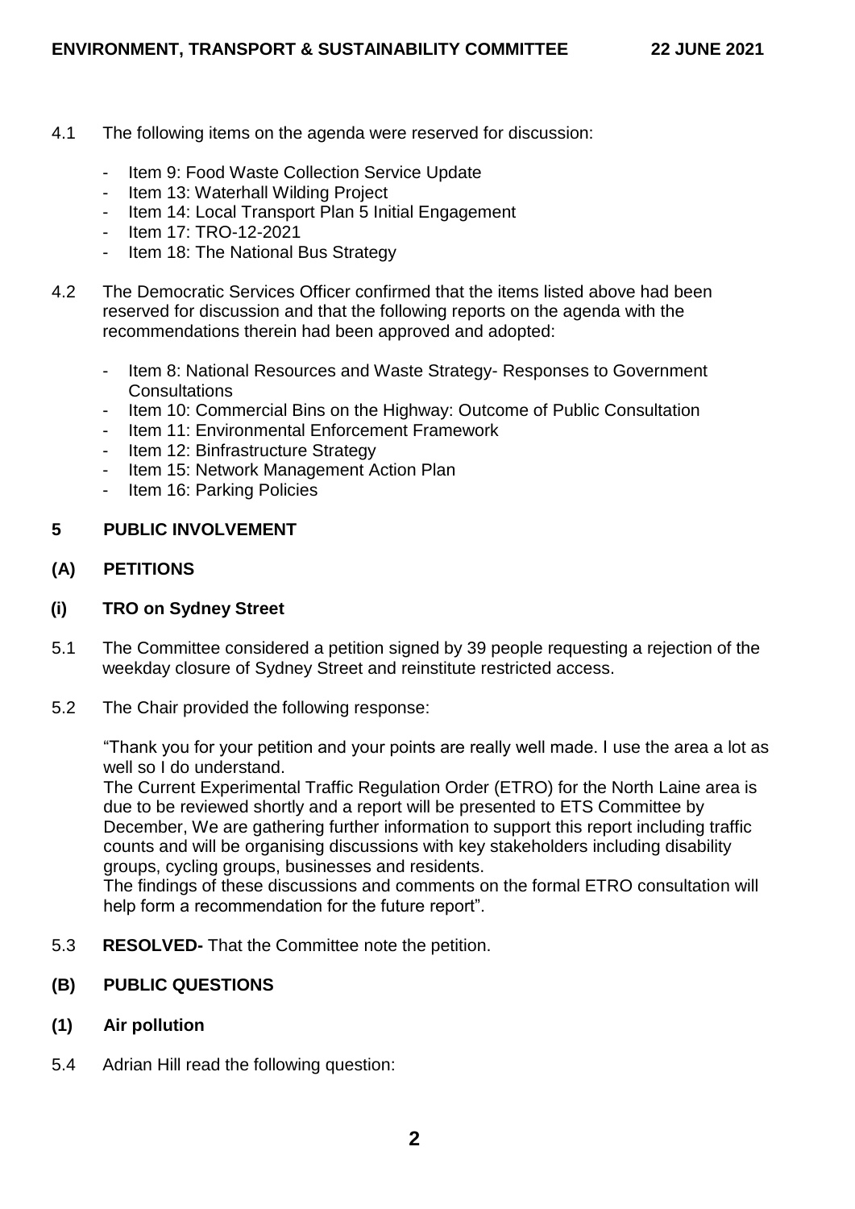4.1 The following items on the agenda were reserved for discussion:

- Item 9: Food Waste Collection Service Update
- Item 13: Waterhall Wilding Project
- Item 14: Local Transport Plan 5 Initial Engagement
- Item 17: TRO-12-2021
- Item 18: The National Bus Strategy

4.2 The Democratic Services Officer confirmed that the items listed above had been reserved for discussion and that the following reports on the agenda with the recommendations therein had been approved and adopted:

- Item 8: National Resources and Waste Strategy- Responses to Government Consultations
- Item 10: Commercial Bins on the Highway: Outcome of Public Consultation
- Item 11: Environmental Enforcement Framework
- Item 12: Binfrastructure Strategy
- Item 15: Network Management Action Plan
- Item 16: Parking Policies

## 5 PUBLIC INVOLVEMENT

### (A) PETITIONS

#### (i) TRO on Sydney Street

5.1 The Committee considered a petition signed by 39 people requesting a rejection of the weekday closure of Sydney Street and reinstitute restricted access.

5.2 The Chair provided the following response:

"Thank you for your petition and your points are really well made. I use the area a lot as well so I do understand.
The Current Experimental Traffic Regulation Order (ETRO) for the North Laine area is due to be reviewed shortly and a report will be presented to ETS Committee by December, We are gathering further information to support this report including traffic counts and will be organising discussions with key stakeholders including disability groups, cycling groups, businesses and residents.
The findings of these discussions and comments on the formal ETRO consultation will help form a recommendation for the future report".

5.3 **RESOLVED-** That the Committee note the petition.

### (B) PUBLIC QUESTIONS

#### (1) Air pollution

5.4 Adrian Hill read the following question: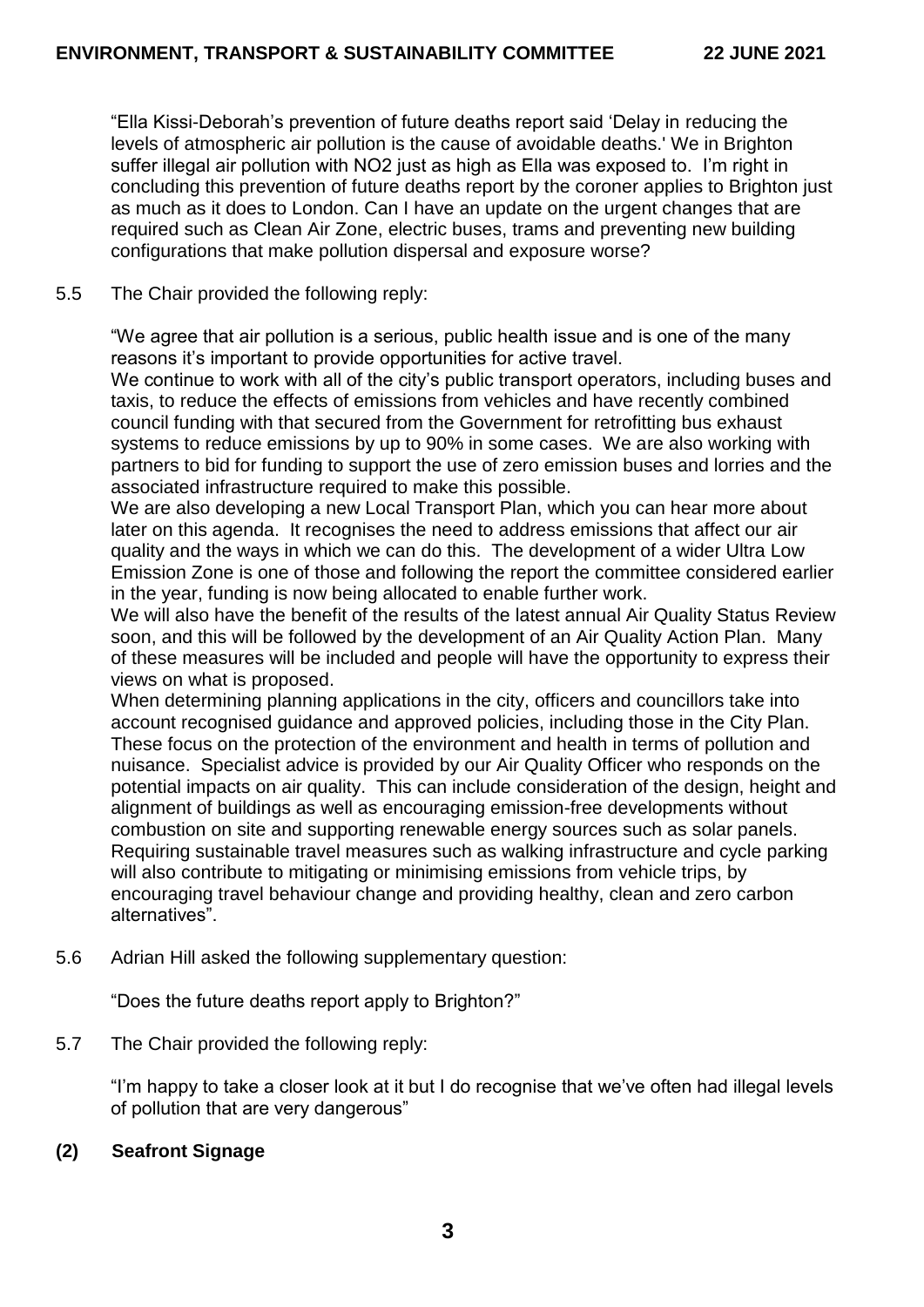"Ella Kissi-Deborah's prevention of future deaths report said 'Delay in reducing the levels of atmospheric air pollution is the cause of avoidable deaths.' We in Brighton suffer illegal air pollution with NO2 just as high as Ella was exposed to. I'm right in concluding this prevention of future deaths report by the coroner applies to Brighton just as much as it does to London. Can I have an update on the urgent changes that are required such as Clean Air Zone, electric buses, trams and preventing new building configurations that make pollution dispersal and exposure worse?

5.5 The Chair provided the following reply:

"We agree that air pollution is a serious, public health issue and is one of the many reasons it's important to provide opportunities for active travel.
We continue to work with all of the city's public transport operators, including buses and taxis, to reduce the effects of emissions from vehicles and have recently combined council funding with that secured from the Government for retrofitting bus exhaust systems to reduce emissions by up to 90% in some cases. We are also working with partners to bid for funding to support the use of zero emission buses and lorries and the associated infrastructure required to make this possible.
We are also developing a new Local Transport Plan, which you can hear more about later on this agenda. It recognises the need to address emissions that affect our air quality and the ways in which we can do this. The development of a wider Ultra Low Emission Zone is one of those and following the report the committee considered earlier in the year, funding is now being allocated to enable further work.
We will also have the benefit of the results of the latest annual Air Quality Status Review soon, and this will be followed by the development of an Air Quality Action Plan. Many of these measures will be included and people will have the opportunity to express their views on what is proposed.
When determining planning applications in the city, officers and councillors take into account recognised guidance and approved policies, including those in the City Plan. These focus on the protection of the environment and health in terms of pollution and nuisance. Specialist advice is provided by our Air Quality Officer who responds on the potential impacts on air quality. This can include consideration of the design, height and alignment of buildings as well as encouraging emission-free developments without combustion on site and supporting renewable energy sources such as solar panels. Requiring sustainable travel measures such as walking infrastructure and cycle parking will also contribute to mitigating or minimising emissions from vehicle trips, by encouraging travel behaviour change and providing healthy, clean and zero carbon alternatives".

5.6 Adrian Hill asked the following supplementary question:

"Does the future deaths report apply to Brighton?"

5.7 The Chair provided the following reply:

"I'm happy to take a closer look at it but I do recognise that we've often had illegal levels of pollution that are very dangerous"

**(2) Seafront Signage**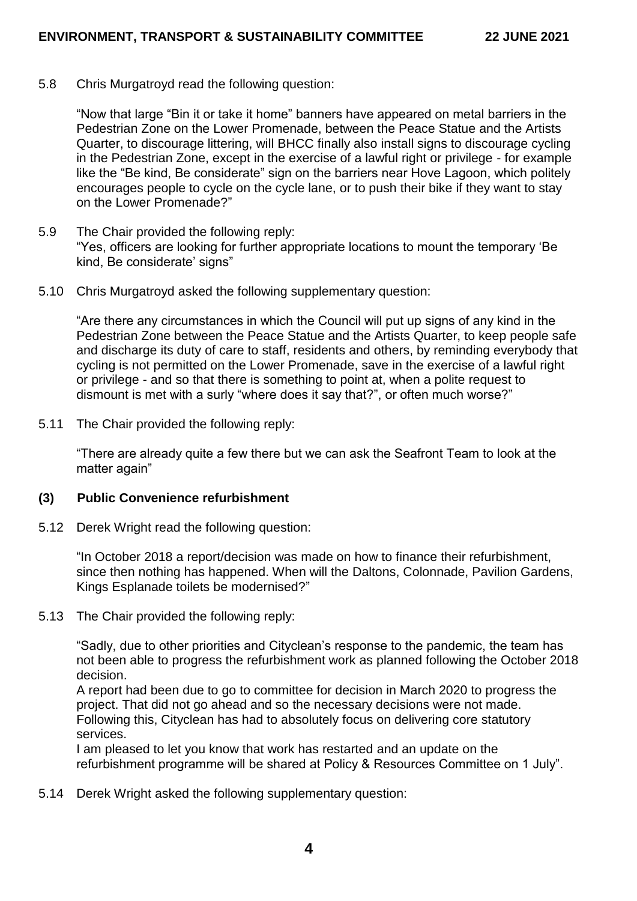5.8 Chris Murgatroyd read the following question:

"Now that large "Bin it or take it home" banners have appeared on metal barriers in the Pedestrian Zone on the Lower Promenade, between the Peace Statue and the Artists Quarter, to discourage littering, will BHCC finally also install signs to discourage cycling in the Pedestrian Zone, except in the exercise of a lawful right or privilege - for example like the "Be kind, Be considerate" sign on the barriers near Hove Lagoon, which politely encourages people to cycle on the cycle lane, or to push their bike if they want to stay on the Lower Promenade?"

5.9 The Chair provided the following reply:
"Yes, officers are looking for further appropriate locations to mount the temporary 'Be kind, Be considerate' signs"

5.10 Chris Murgatroyd asked the following supplementary question:

"Are there any circumstances in which the Council will put up signs of any kind in the Pedestrian Zone between the Peace Statue and the Artists Quarter, to keep people safe and discharge its duty of care to staff, residents and others, by reminding everybody that cycling is not permitted on the Lower Promenade, save in the exercise of a lawful right or privilege - and so that there is something to point at, when a polite request to dismount is met with a surly "where does it say that?", or often much worse?"

5.11 The Chair provided the following reply:

"There are already quite a few there but we can ask the Seafront Team to look at the matter again"

### (3) Public Convenience refurbishment

5.12 Derek Wright read the following question:

"In October 2018 a report/decision was made on how to finance their refurbishment, since then nothing has happened. When will the Daltons, Colonnade, Pavilion Gardens, Kings Esplanade toilets be modernised?"

5.13 The Chair provided the following reply:

"Sadly, due to other priorities and Cityclean's response to the pandemic, the team has not been able to progress the refurbishment work as planned following the October 2018 decision.
A report had been due to go to committee for decision in March 2020 to progress the project. That did not go ahead and so the necessary decisions were not made. Following this, Cityclean has had to absolutely focus on delivering core statutory services.
I am pleased to let you know that work has restarted and an update on the refurbishment programme will be shared at Policy & Resources Committee on 1 July".

5.14 Derek Wright asked the following supplementary question: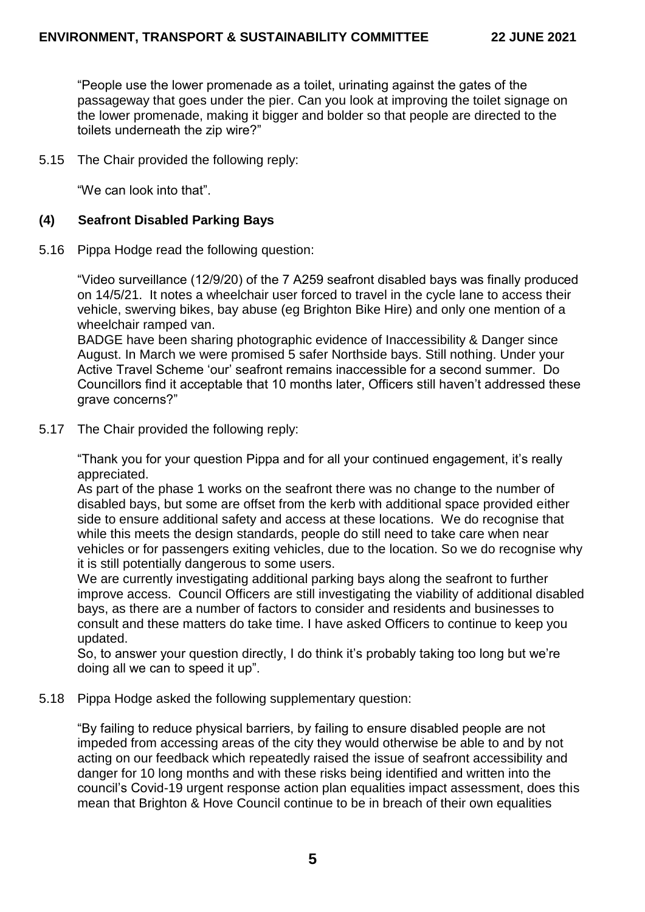"People use the lower promenade as a toilet, urinating against the gates of the passageway that goes under the pier. Can you look at improving the toilet signage on the lower promenade, making it bigger and bolder so that people are directed to the toilets underneath the zip wire?"

5.15 The Chair provided the following reply:

"We can look into that".

### (4) Seafront Disabled Parking Bays

5.16 Pippa Hodge read the following question:

"Video surveillance (12/9/20) of the 7 A259 seafront disabled bays was finally produced on 14/5/21. It notes a wheelchair user forced to travel in the cycle lane to access their vehicle, swerving bikes, bay abuse (eg Brighton Bike Hire) and only one mention of a wheelchair ramped van.
BADGE have been sharing photographic evidence of Inaccessibility & Danger since August. In March we were promised 5 safer Northside bays. Still nothing. Under your Active Travel Scheme 'our' seafront remains inaccessible for a second summer. Do Councillors find it acceptable that 10 months later, Officers still haven't addressed these grave concerns?"

5.17 The Chair provided the following reply:

"Thank you for your question Pippa and for all your continued engagement, it's really appreciated.
As part of the phase 1 works on the seafront there was no change to the number of disabled bays, but some are offset from the kerb with additional space provided either side to ensure additional safety and access at these locations. We do recognise that while this meets the design standards, people do still need to take care when near vehicles or for passengers exiting vehicles, due to the location. So we do recognise why it is still potentially dangerous to some users.
We are currently investigating additional parking bays along the seafront to further improve access. Council Officers are still investigating the viability of additional disabled bays, as there are a number of factors to consider and residents and businesses to consult and these matters do take time. I have asked Officers to continue to keep you updated.
So, to answer your question directly, I do think it's probably taking too long but we're doing all we can to speed it up".

5.18 Pippa Hodge asked the following supplementary question:

"By failing to reduce physical barriers, by failing to ensure disabled people are not impeded from accessing areas of the city they would otherwise be able to and by not acting on our feedback which repeatedly raised the issue of seafront accessibility and danger for 10 long months and with these risks being identified and written into the council's Covid-19 urgent response action plan equalities impact assessment, does this mean that Brighton & Hove Council continue to be in breach of their own equalities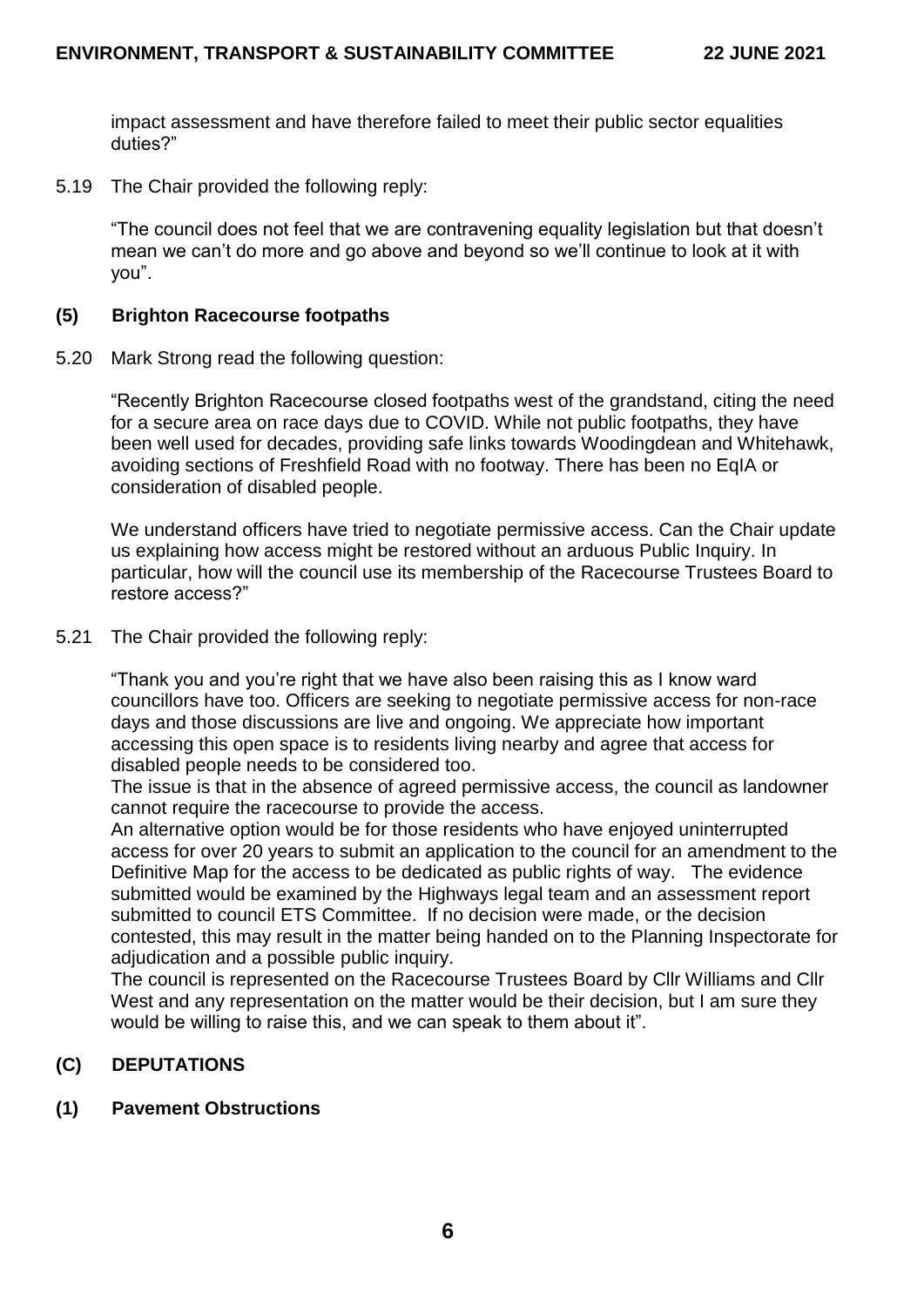impact assessment and have therefore failed to meet their public sector equalities duties?"

5.19 The Chair provided the following reply:

"The council does not feel that we are contravening equality legislation but that doesn't mean we can't do more and go above and beyond so we'll continue to look at it with you".

**(5) Brighton Racecourse footpaths**

5.20 Mark Strong read the following question:

"Recently Brighton Racecourse closed footpaths west of the grandstand, citing the need for a secure area on race days due to COVID. While not public footpaths, they have been well used for decades, providing safe links towards Woodingdean and Whitehawk, avoiding sections of Freshfield Road with no footway. There has been no EqIA or consideration of disabled people.

We understand officers have tried to negotiate permissive access. Can the Chair update us explaining how access might be restored without an arduous Public Inquiry. In particular, how will the council use its membership of the Racecourse Trustees Board to restore access?"

5.21 The Chair provided the following reply:

"Thank you and you're right that we have also been raising this as I know ward councillors have too. Officers are seeking to negotiate permissive access for non-race days and those discussions are live and ongoing. We appreciate how important accessing this open space is to residents living nearby and agree that access for disabled people needs to be considered too.

The issue is that in the absence of agreed permissive access, the council as landowner cannot require the racecourse to provide the access.

An alternative option would be for those residents who have enjoyed uninterrupted access for over 20 years to submit an application to the council for an amendment to the Definitive Map for the access to be dedicated as public rights of way. The evidence submitted would be examined by the Highways legal team and an assessment report submitted to council ETS Committee. If no decision were made, or the decision contested, this may result in the matter being handed on to the Planning Inspectorate for adjudication and a possible public inquiry.

The council is represented on the Racecourse Trustees Board by Cllr Williams and Cllr West and any representation on the matter would be their decision, but I am sure they would be willing to raise this, and we can speak to them about it".

## (C) DEPUTATIONS

**(1) Pavement Obstructions**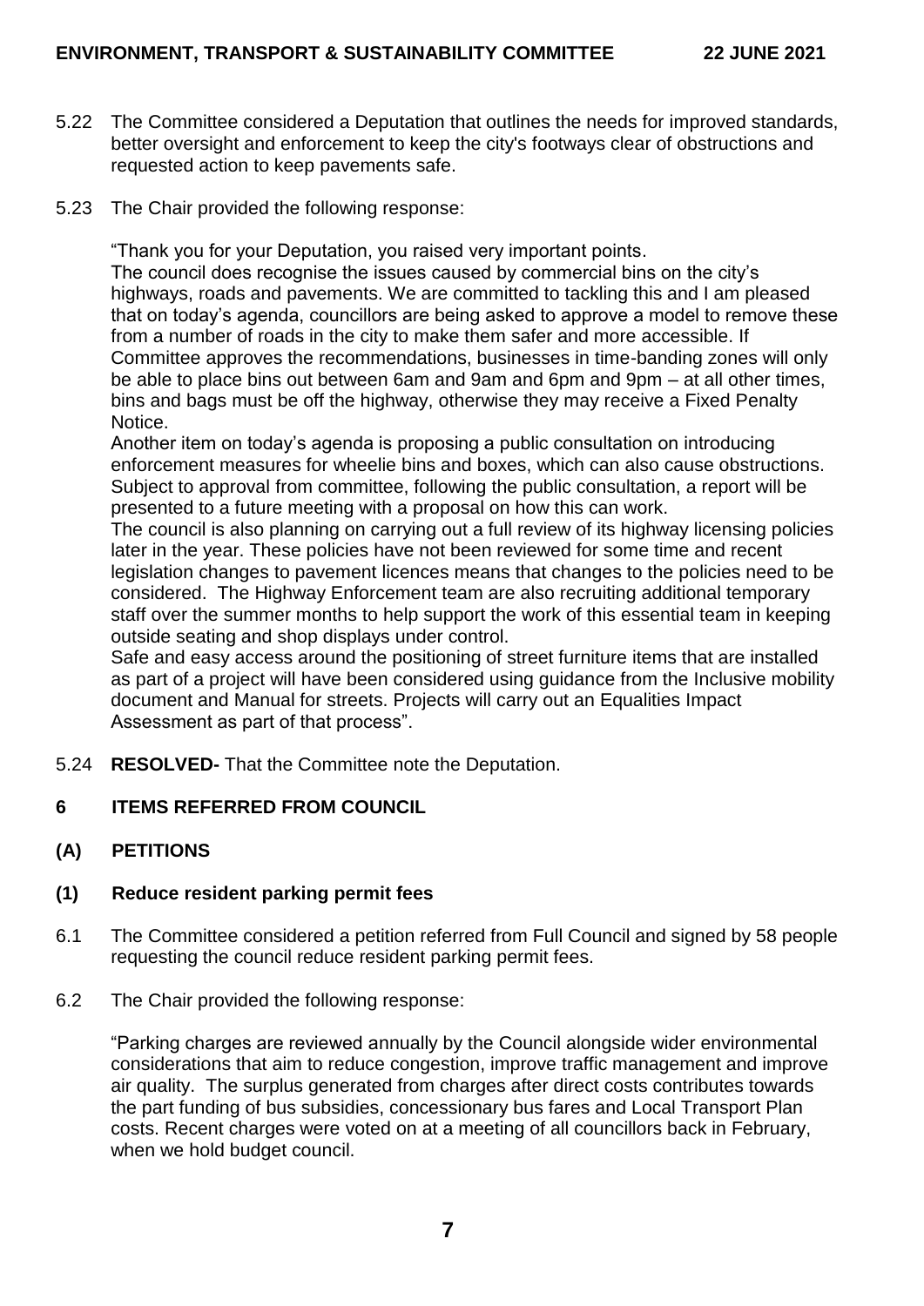5.22 The Committee considered a Deputation that outlines the needs for improved standards, better oversight and enforcement to keep the city's footways clear of obstructions and requested action to keep pavements safe.

5.23 The Chair provided the following response:

"Thank you for your Deputation, you raised very important points.
The council does recognise the issues caused by commercial bins on the city's highways, roads and pavements. We are committed to tackling this and I am pleased that on today's agenda, councillors are being asked to approve a model to remove these from a number of roads in the city to make them safer and more accessible. If Committee approves the recommendations, businesses in time-banding zones will only be able to place bins out between 6am and 9am and 6pm and 9pm – at all other times, bins and bags must be off the highway, otherwise they may receive a Fixed Penalty Notice.
Another item on today's agenda is proposing a public consultation on introducing enforcement measures for wheelie bins and boxes, which can also cause obstructions. Subject to approval from committee, following the public consultation, a report will be presented to a future meeting with a proposal on how this can work.
The council is also planning on carrying out a full review of its highway licensing policies later in the year. These policies have not been reviewed for some time and recent legislation changes to pavement licences means that changes to the policies need to be considered. The Highway Enforcement team are also recruiting additional temporary staff over the summer months to help support the work of this essential team in keeping outside seating and shop displays under control.
Safe and easy access around the positioning of street furniture items that are installed as part of a project will have been considered using guidance from the Inclusive mobility document and Manual for streets. Projects will carry out an Equalities Impact Assessment as part of that process".

5.24 **RESOLVED-** That the Committee note the Deputation.

## 6 ITEMS REFERRED FROM COUNCIL

### (A) PETITIONS

### (1) Reduce resident parking permit fees

6.1 The Committee considered a petition referred from Full Council and signed by 58 people requesting the council reduce resident parking permit fees.

6.2 The Chair provided the following response:

"Parking charges are reviewed annually by the Council alongside wider environmental considerations that aim to reduce congestion, improve traffic management and improve air quality. The surplus generated from charges after direct costs contributes towards the part funding of bus subsidies, concessionary bus fares and Local Transport Plan costs. Recent charges were voted on at a meeting of all councillors back in February, when we hold budget council.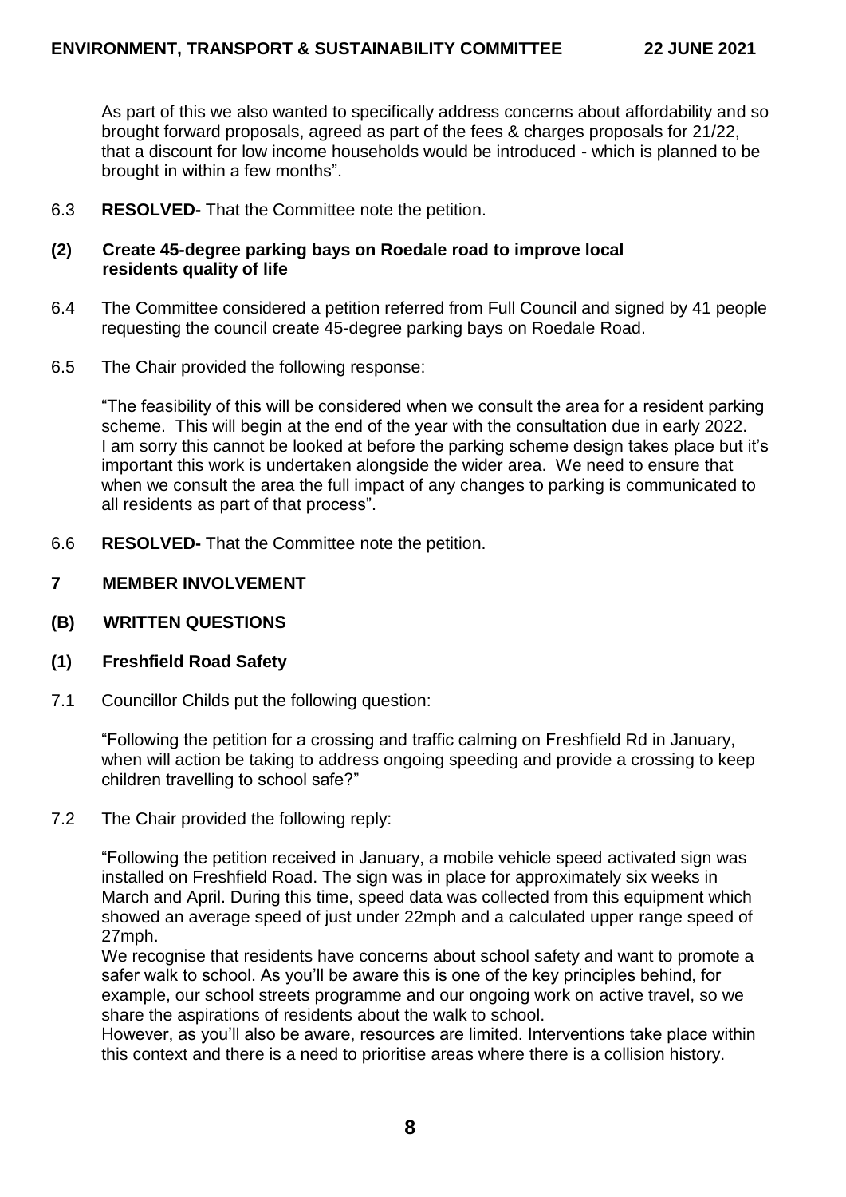As part of this we also wanted to specifically address concerns about affordability and so brought forward proposals, agreed as part of the fees & charges proposals for 21/22, that a discount for low income households would be introduced - which is planned to be brought in within a few months".

6.3 **RESOLVED-** That the Committee note the petition.

**(2) Create 45-degree parking bays on Roedale road to improve local residents quality of life**

6.4 The Committee considered a petition referred from Full Council and signed by 41 people requesting the council create 45-degree parking bays on Roedale Road.

6.5 The Chair provided the following response:

"The feasibility of this will be considered when we consult the area for a resident parking scheme. This will begin at the end of the year with the consultation due in early 2022. I am sorry this cannot be looked at before the parking scheme design takes place but it's important this work is undertaken alongside the wider area. We need to ensure that when we consult the area the full impact of any changes to parking is communicated to all residents as part of that process".

6.6 **RESOLVED-** That the Committee note the petition.

## 7 MEMBER INVOLVEMENT

### (B) WRITTEN QUESTIONS

**(1) Freshfield Road Safety**

7.1 Councillor Childs put the following question:

"Following the petition for a crossing and traffic calming on Freshfield Rd in January, when will action be taking to address ongoing speeding and provide a crossing to keep children travelling to school safe?"

7.2 The Chair provided the following reply:

"Following the petition received in January, a mobile vehicle speed activated sign was installed on Freshfield Road. The sign was in place for approximately six weeks in March and April. During this time, speed data was collected from this equipment which showed an average speed of just under 22mph and a calculated upper range speed of 27mph.

We recognise that residents have concerns about school safety and want to promote a safer walk to school. As you'll be aware this is one of the key principles behind, for example, our school streets programme and our ongoing work on active travel, so we share the aspirations of residents about the walk to school.

However, as you'll also be aware, resources are limited. Interventions take place within this context and there is a need to prioritise areas where there is a collision history.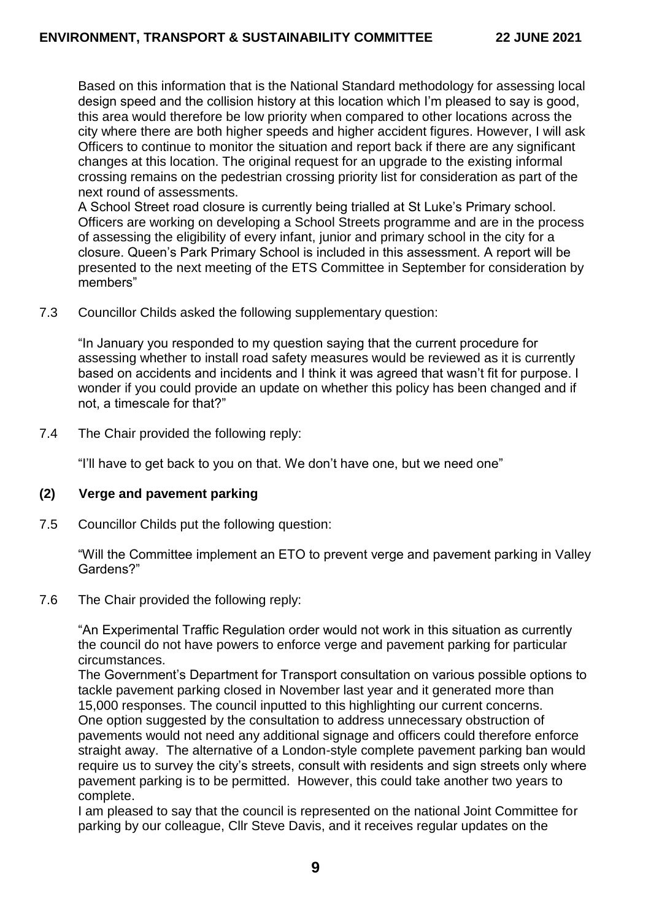Based on this information that is the National Standard methodology for assessing local design speed and the collision history at this location which I'm pleased to say is good, this area would therefore be low priority when compared to other locations across the city where there are both higher speeds and higher accident figures. However, I will ask Officers to continue to monitor the situation and report back if there are any significant changes at this location. The original request for an upgrade to the existing informal crossing remains on the pedestrian crossing priority list for consideration as part of the next round of assessments.

A School Street road closure is currently being trialled at St Luke's Primary school. Officers are working on developing a School Streets programme and are in the process of assessing the eligibility of every infant, junior and primary school in the city for a closure. Queen's Park Primary School is included in this assessment. A report will be presented to the next meeting of the ETS Committee in September for consideration by members"

7.3 Councillor Childs asked the following supplementary question:

"In January you responded to my question saying that the current procedure for assessing whether to install road safety measures would be reviewed as it is currently based on accidents and incidents and I think it was agreed that wasn't fit for purpose. I wonder if you could provide an update on whether this policy has been changed and if not, a timescale for that?"

7.4 The Chair provided the following reply:

"I'll have to get back to you on that. We don't have one, but we need one"

**(2) Verge and pavement parking**

7.5 Councillor Childs put the following question:

"Will the Committee implement an ETO to prevent verge and pavement parking in Valley Gardens?"

7.6 The Chair provided the following reply:

"An Experimental Traffic Regulation order would not work in this situation as currently the council do not have powers to enforce verge and pavement parking for particular circumstances.

The Government's Department for Transport consultation on various possible options to tackle pavement parking closed in November last year and it generated more than 15,000 responses. The council inputted to this highlighting our current concerns.

One option suggested by the consultation to address unnecessary obstruction of pavements would not need any additional signage and officers could therefore enforce straight away. The alternative of a London-style complete pavement parking ban would require us to survey the city's streets, consult with residents and sign streets only where pavement parking is to be permitted. However, this could take another two years to complete.

I am pleased to say that the council is represented on the national Joint Committee for parking by our colleague, Cllr Steve Davis, and it receives regular updates on the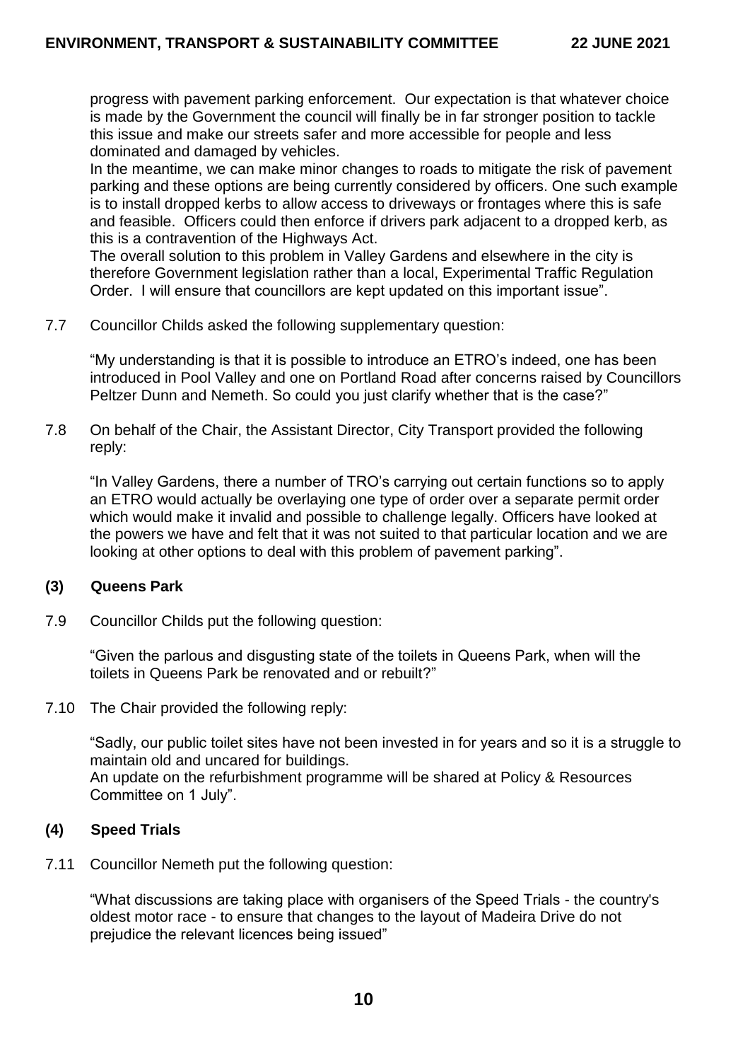progress with pavement parking enforcement. Our expectation is that whatever choice is made by the Government the council will finally be in far stronger position to tackle this issue and make our streets safer and more accessible for people and less dominated and damaged by vehicles.

In the meantime, we can make minor changes to roads to mitigate the risk of pavement parking and these options are being currently considered by officers. One such example is to install dropped kerbs to allow access to driveways or frontages where this is safe and feasible. Officers could then enforce if drivers park adjacent to a dropped kerb, as this is a contravention of the Highways Act.

The overall solution to this problem in Valley Gardens and elsewhere in the city is therefore Government legislation rather than a local, Experimental Traffic Regulation Order. I will ensure that councillors are kept updated on this important issue".

7.7 Councillor Childs asked the following supplementary question:

"My understanding is that it is possible to introduce an ETRO's indeed, one has been introduced in Pool Valley and one on Portland Road after concerns raised by Councillors Peltzer Dunn and Nemeth. So could you just clarify whether that is the case?"

7.8 On behalf of the Chair, the Assistant Director, City Transport provided the following reply:

"In Valley Gardens, there a number of TRO's carrying out certain functions so to apply an ETRO would actually be overlaying one type of order over a separate permit order which would make it invalid and possible to challenge legally. Officers have looked at the powers we have and felt that it was not suited to that particular location and we are looking at other options to deal with this problem of pavement parking".

### (3) Queens Park

7.9 Councillor Childs put the following question:

"Given the parlous and disgusting state of the toilets in Queens Park, when will the toilets in Queens Park be renovated and or rebuilt?"

7.10 The Chair provided the following reply:

"Sadly, our public toilet sites have not been invested in for years and so it is a struggle to maintain old and uncared for buildings.

An update on the refurbishment programme will be shared at Policy & Resources Committee on 1 July".

### (4) Speed Trials

7.11 Councillor Nemeth put the following question:

"What discussions are taking place with organisers of the Speed Trials - the country's oldest motor race - to ensure that changes to the layout of Madeira Drive do not prejudice the relevant licences being issued"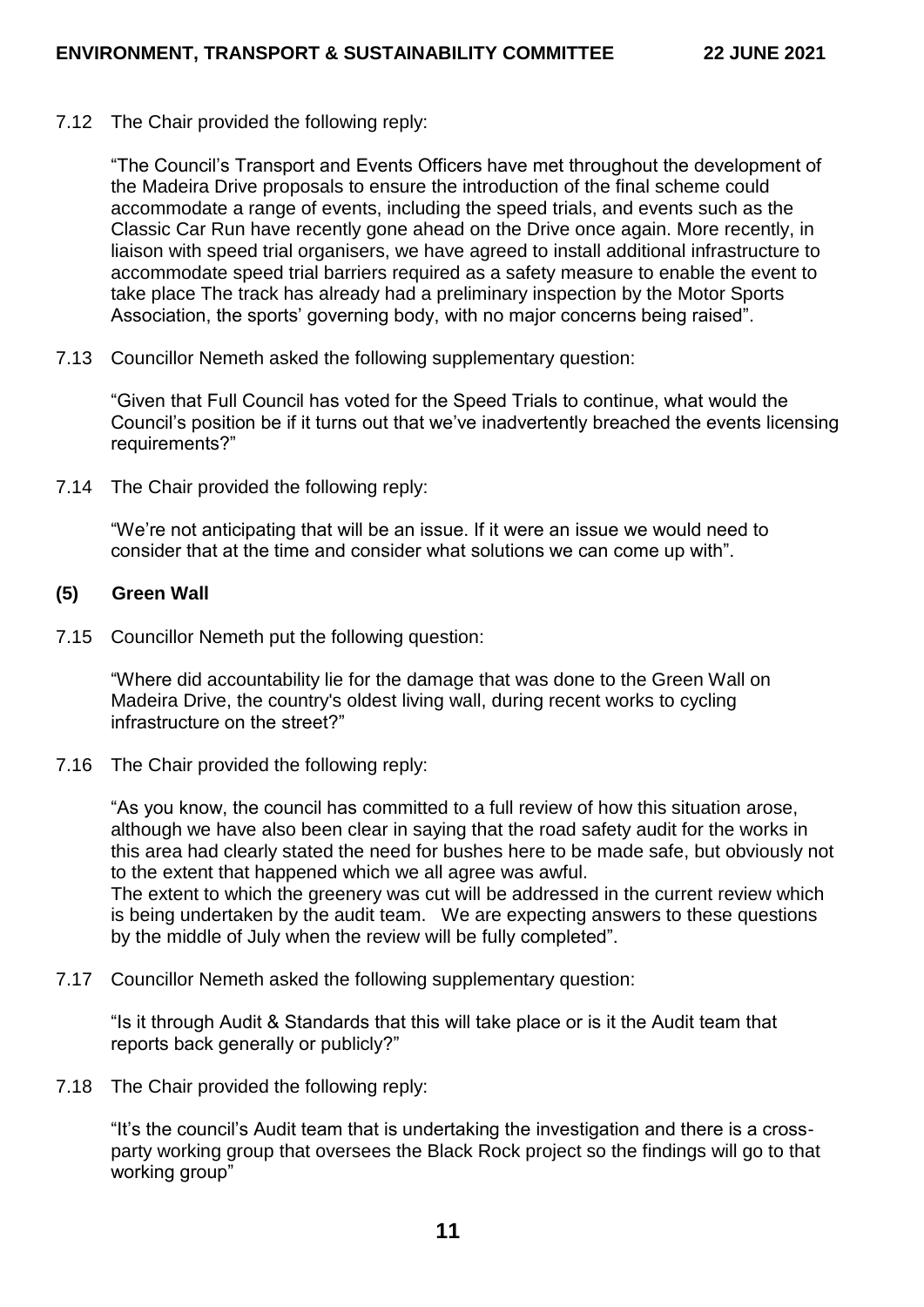7.12 The Chair provided the following reply:

"The Council's Transport and Events Officers have met throughout the development of the Madeira Drive proposals to ensure the introduction of the final scheme could accommodate a range of events, including the speed trials, and events such as the Classic Car Run have recently gone ahead on the Drive once again. More recently, in liaison with speed trial organisers, we have agreed to install additional infrastructure to accommodate speed trial barriers required as a safety measure to enable the event to take place The track has already had a preliminary inspection by the Motor Sports Association, the sports' governing body, with no major concerns being raised".

7.13 Councillor Nemeth asked the following supplementary question:

"Given that Full Council has voted for the Speed Trials to continue, what would the Council's position be if it turns out that we've inadvertently breached the events licensing requirements?"

7.14 The Chair provided the following reply:

"We're not anticipating that will be an issue. If it were an issue we would need to consider that at the time and consider what solutions we can come up with".

**(5) Green Wall**

7.15 Councillor Nemeth put the following question:

"Where did accountability lie for the damage that was done to the Green Wall on Madeira Drive, the country's oldest living wall, during recent works to cycling infrastructure on the street?"

7.16 The Chair provided the following reply:

"As you know, the council has committed to a full review of how this situation arose, although we have also been clear in saying that the road safety audit for the works in this area had clearly stated the need for bushes here to be made safe, but obviously not to the extent that happened which we all agree was awful.
The extent to which the greenery was cut will be addressed in the current review which is being undertaken by the audit team. We are expecting answers to these questions by the middle of July when the review will be fully completed".

7.17 Councillor Nemeth asked the following supplementary question:

"Is it through Audit & Standards that this will take place or is it the Audit team that reports back generally or publicly?"

7.18 The Chair provided the following reply:

"It's the council's Audit team that is undertaking the investigation and there is a cross-party working group that oversees the Black Rock project so the findings will go to that working group"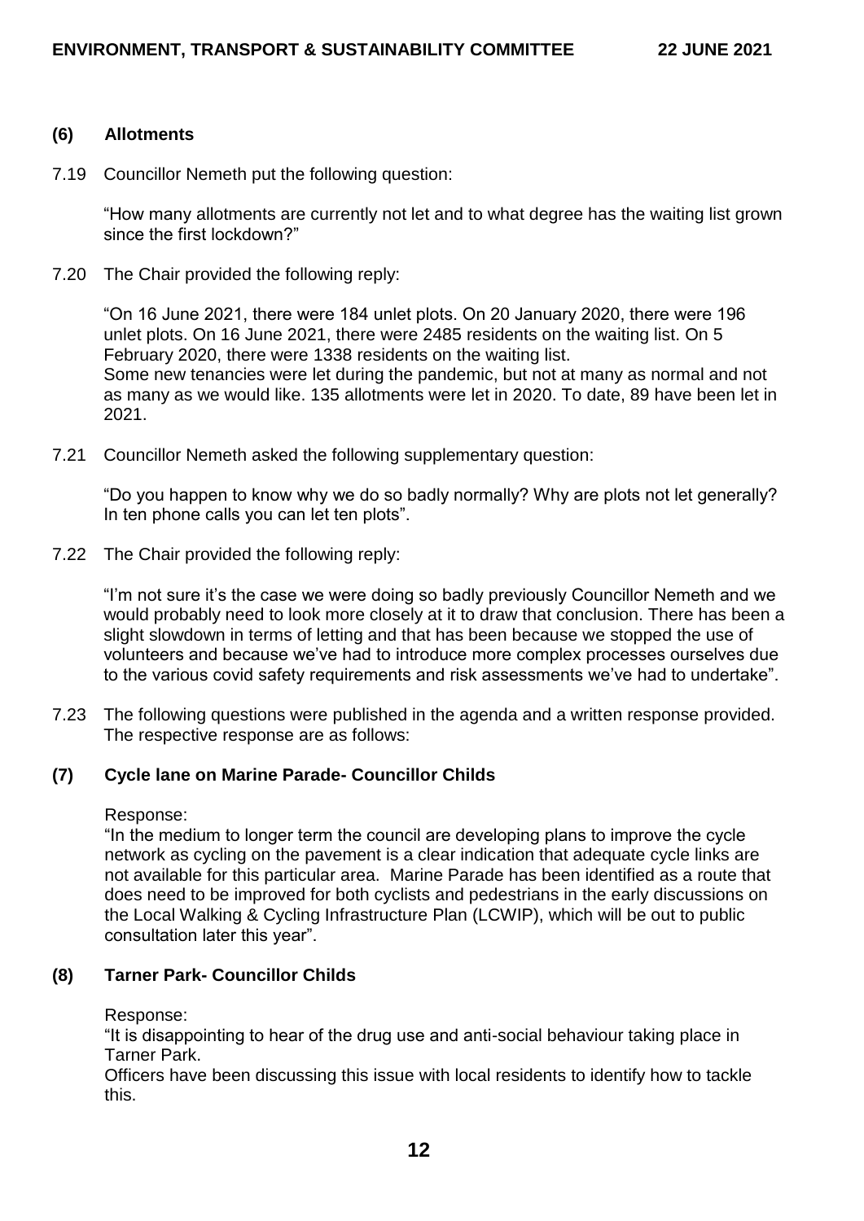### (6) Allotments

7.19 Councillor Nemeth put the following question:

"How many allotments are currently not let and to what degree has the waiting list grown since the first lockdown?"

7.20 The Chair provided the following reply:

"On 16 June 2021, there were 184 unlet plots. On 20 January 2020, there were 196 unlet plots. On 16 June 2021, there were 2485 residents on the waiting list. On 5 February 2020, there were 1338 residents on the waiting list.
Some new tenancies were let during the pandemic, but not at many as normal and not as many as we would like. 135 allotments were let in 2020. To date, 89 have been let in 2021.

7.21 Councillor Nemeth asked the following supplementary question:

"Do you happen to know why we do so badly normally? Why are plots not let generally? In ten phone calls you can let ten plots".

7.22 The Chair provided the following reply:

"I'm not sure it's the case we were doing so badly previously Councillor Nemeth and we would probably need to look more closely at it to draw that conclusion. There has been a slight slowdown in terms of letting and that has been because we stopped the use of volunteers and because we've had to introduce more complex processes ourselves due to the various covid safety requirements and risk assessments we've had to undertake".

7.23 The following questions were published in the agenda and a written response provided. The respective response are as follows:

### (7) Cycle lane on Marine Parade- Councillor Childs

Response:
"In the medium to longer term the council are developing plans to improve the cycle network as cycling on the pavement is a clear indication that adequate cycle links are not available for this particular area. Marine Parade has been identified as a route that does need to be improved for both cyclists and pedestrians in the early discussions on the Local Walking & Cycling Infrastructure Plan (LCWIP), which will be out to public consultation later this year".

### (8) Tarner Park- Councillor Childs

Response:
"It is disappointing to hear of the drug use and anti-social behaviour taking place in Tarner Park.
Officers have been discussing this issue with local residents to identify how to tackle this.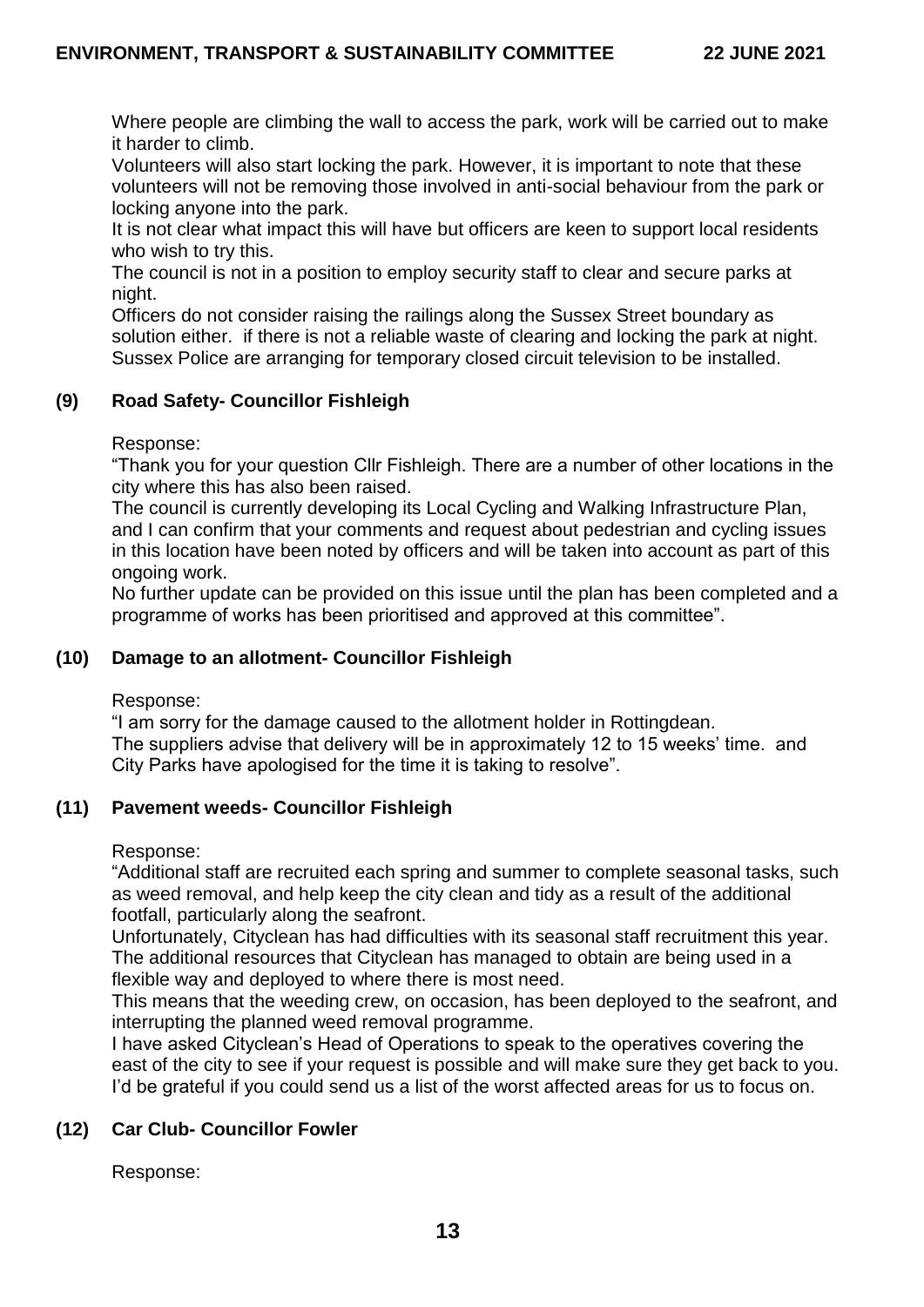Where people are climbing the wall to access the park, work will be carried out to make it harder to climb.

Volunteers will also start locking the park. However, it is important to note that these volunteers will not be removing those involved in anti-social behaviour from the park or locking anyone into the park.

It is not clear what impact this will have but officers are keen to support local residents who wish to try this.

The council is not in a position to employ security staff to clear and secure parks at night.

Officers do not consider raising the railings along the Sussex Street boundary as solution either. if there is not a reliable waste of clearing and locking the park at night. Sussex Police are arranging for temporary closed circuit television to be installed.

## (9) Road Safety- Councillor Fishleigh

Response:

"Thank you for your question Cllr Fishleigh. There are a number of other locations in the city where this has also been raised.

The council is currently developing its Local Cycling and Walking Infrastructure Plan, and I can confirm that your comments and request about pedestrian and cycling issues in this location have been noted by officers and will be taken into account as part of this ongoing work.

No further update can be provided on this issue until the plan has been completed and a programme of works has been prioritised and approved at this committee".

## (10) Damage to an allotment- Councillor Fishleigh

Response:

"I am sorry for the damage caused to the allotment holder in Rottingdean.

The suppliers advise that delivery will be in approximately 12 to 15 weeks' time. and City Parks have apologised for the time it is taking to resolve".

## (11) Pavement weeds- Councillor Fishleigh

Response:

"Additional staff are recruited each spring and summer to complete seasonal tasks, such as weed removal, and help keep the city clean and tidy as a result of the additional footfall, particularly along the seafront.

Unfortunately, Cityclean has had difficulties with its seasonal staff recruitment this year. The additional resources that Cityclean has managed to obtain are being used in a flexible way and deployed to where there is most need.

This means that the weeding crew, on occasion, has been deployed to the seafront, and interrupting the planned weed removal programme.

I have asked Cityclean's Head of Operations to speak to the operatives covering the east of the city to see if your request is possible and will make sure they get back to you. I'd be grateful if you could send us a list of the worst affected areas for us to focus on.

## (12) Car Club- Councillor Fowler

Response: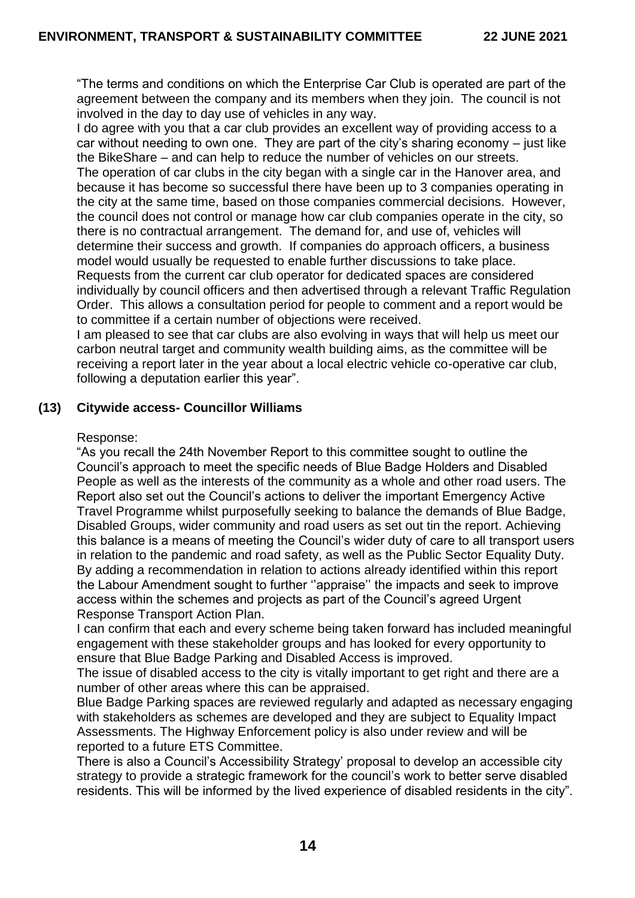"The terms and conditions on which the Enterprise Car Club is operated are part of the agreement between the company and its members when they join. The council is not involved in the day to day use of vehicles in any way.
I do agree with you that a car club provides an excellent way of providing access to a car without needing to own one. They are part of the city's sharing economy – just like the BikeShare – and can help to reduce the number of vehicles on our streets.
The operation of car clubs in the city began with a single car in the Hanover area, and because it has become so successful there have been up to 3 companies operating in the city at the same time, based on those companies commercial decisions. However, the council does not control or manage how car club companies operate in the city, so there is no contractual arrangement. The demand for, and use of, vehicles will determine their success and growth. If companies do approach officers, a business model would usually be requested to enable further discussions to take place.
Requests from the current car club operator for dedicated spaces are considered individually by council officers and then advertised through a relevant Traffic Regulation Order. This allows a consultation period for people to comment and a report would be to committee if a certain number of objections were received.
I am pleased to see that car clubs are also evolving in ways that will help us meet our carbon neutral target and community wealth building aims, as the committee will be receiving a report later in the year about a local electric vehicle co-operative car club, following a deputation earlier this year".

**(13) Citywide access- Councillor Williams**

Response:
"As you recall the 24th November Report to this committee sought to outline the Council's approach to meet the specific needs of Blue Badge Holders and Disabled People as well as the interests of the community as a whole and other road users. The Report also set out the Council's actions to deliver the important Emergency Active Travel Programme whilst purposefully seeking to balance the demands of Blue Badge, Disabled Groups, wider community and road users as set out tin the report. Achieving this balance is a means of meeting the Council's wider duty of care to all transport users in relation to the pandemic and road safety, as well as the Public Sector Equality Duty. By adding a recommendation in relation to actions already identified within this report the Labour Amendment sought to further ''appraise'' the impacts and seek to improve access within the schemes and projects as part of the Council's agreed Urgent Response Transport Action Plan.
I can confirm that each and every scheme being taken forward has included meaningful engagement with these stakeholder groups and has looked for every opportunity to ensure that Blue Badge Parking and Disabled Access is improved.
The issue of disabled access to the city is vitally important to get right and there are a number of other areas where this can be appraised.
Blue Badge Parking spaces are reviewed regularly and adapted as necessary engaging with stakeholders as schemes are developed and they are subject to Equality Impact Assessments. The Highway Enforcement policy is also under review and will be reported to a future ETS Committee.
There is also a Council's Accessibility Strategy' proposal to develop an accessible city strategy to provide a strategic framework for the council's work to better serve disabled residents. This will be informed by the lived experience of disabled residents in the city".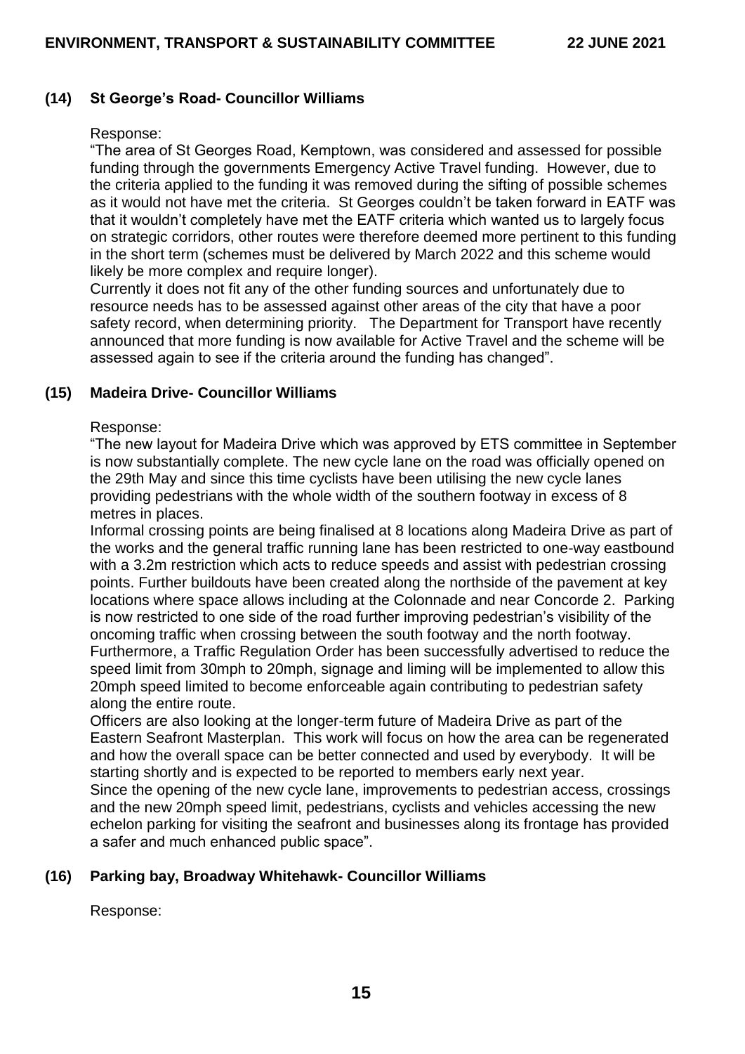### (14) St George's Road- Councillor Williams

Response:

"The area of St Georges Road, Kemptown, was considered and assessed for possible funding through the governments Emergency Active Travel funding. However, due to the criteria applied to the funding it was removed during the sifting of possible schemes as it would not have met the criteria. St Georges couldn't be taken forward in EATF was that it wouldn't completely have met the EATF criteria which wanted us to largely focus on strategic corridors, other routes were therefore deemed more pertinent to this funding in the short term (schemes must be delivered by March 2022 and this scheme would likely be more complex and require longer).

Currently it does not fit any of the other funding sources and unfortunately due to resource needs has to be assessed against other areas of the city that have a poor safety record, when determining priority. The Department for Transport have recently announced that more funding is now available for Active Travel and the scheme will be assessed again to see if the criteria around the funding has changed".

### (15) Madeira Drive- Councillor Williams

Response:

"The new layout for Madeira Drive which was approved by ETS committee in September is now substantially complete. The new cycle lane on the road was officially opened on the 29th May and since this time cyclists have been utilising the new cycle lanes providing pedestrians with the whole width of the southern footway in excess of 8 metres in places.

Informal crossing points are being finalised at 8 locations along Madeira Drive as part of the works and the general traffic running lane has been restricted to one-way eastbound with a 3.2m restriction which acts to reduce speeds and assist with pedestrian crossing points. Further buildouts have been created along the northside of the pavement at key locations where space allows including at the Colonnade and near Concorde 2. Parking is now restricted to one side of the road further improving pedestrian's visibility of the oncoming traffic when crossing between the south footway and the north footway.

Furthermore, a Traffic Regulation Order has been successfully advertised to reduce the speed limit from 30mph to 20mph, signage and liming will be implemented to allow this 20mph speed limited to become enforceable again contributing to pedestrian safety along the entire route.

Officers are also looking at the longer-term future of Madeira Drive as part of the Eastern Seafront Masterplan. This work will focus on how the area can be regenerated and how the overall space can be better connected and used by everybody. It will be starting shortly and is expected to be reported to members early next year.

Since the opening of the new cycle lane, improvements to pedestrian access, crossings and the new 20mph speed limit, pedestrians, cyclists and vehicles accessing the new echelon parking for visiting the seafront and businesses along its frontage has provided a safer and much enhanced public space".

### (16) Parking bay, Broadway Whitehawk- Councillor Williams

Response: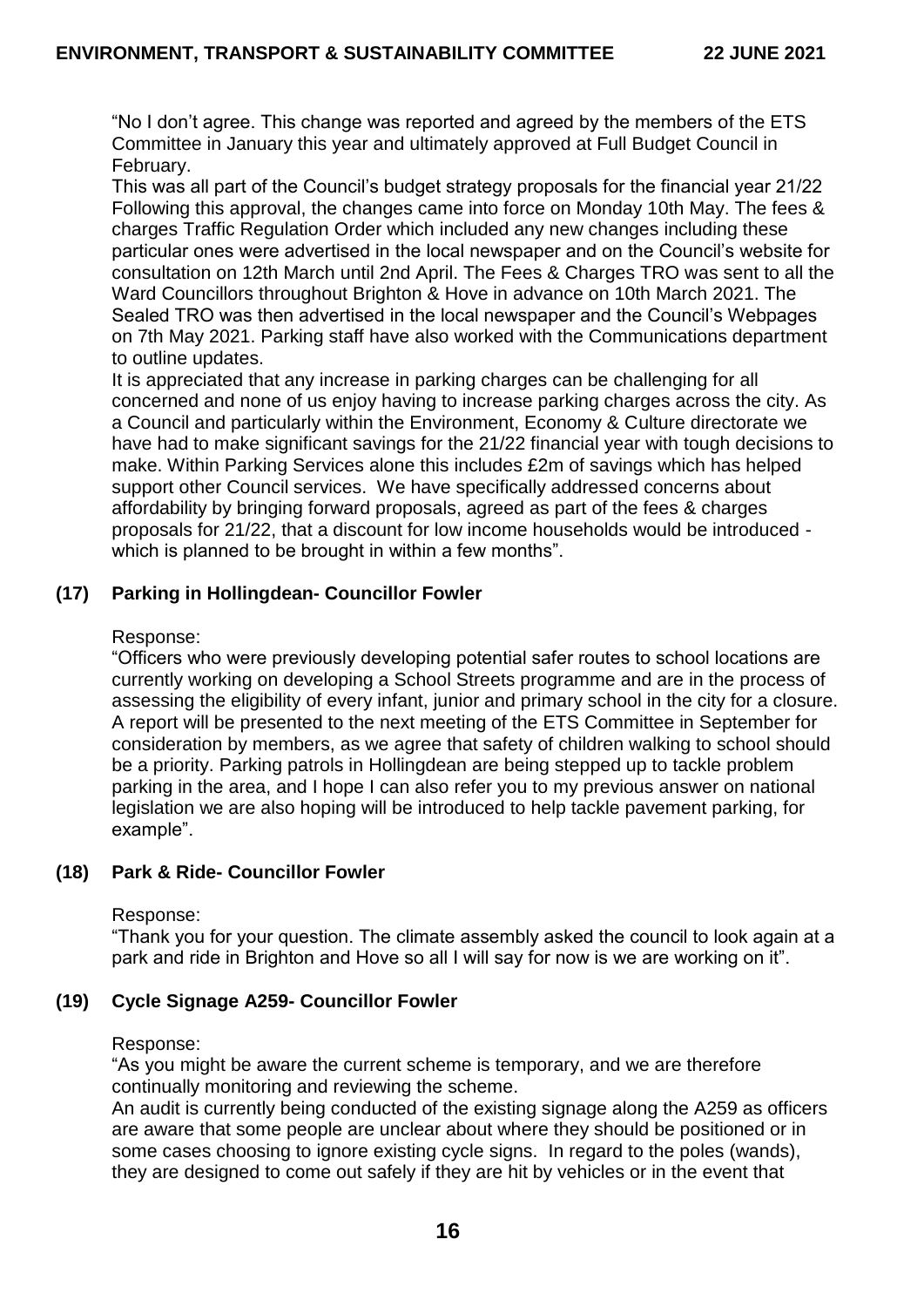"No I don't agree. This change was reported and agreed by the members of the ETS Committee in January this year and ultimately approved at Full Budget Council in February.

This was all part of the Council's budget strategy proposals for the financial year 21/22 Following this approval, the changes came into force on Monday 10th May. The fees & charges Traffic Regulation Order which included any new changes including these particular ones were advertised in the local newspaper and on the Council's website for consultation on 12th March until 2nd April. The Fees & Charges TRO was sent to all the Ward Councillors throughout Brighton & Hove in advance on 10th March 2021. The Sealed TRO was then advertised in the local newspaper and the Council's Webpages on 7th May 2021. Parking staff have also worked with the Communications department to outline updates.

It is appreciated that any increase in parking charges can be challenging for all concerned and none of us enjoy having to increase parking charges across the city. As a Council and particularly within the Environment, Economy & Culture directorate we have had to make significant savings for the 21/22 financial year with tough decisions to make. Within Parking Services alone this includes £2m of savings which has helped support other Council services. We have specifically addressed concerns about affordability by bringing forward proposals, agreed as part of the fees & charges proposals for 21/22, that a discount for low income households would be introduced - which is planned to be brought in within a few months".

**(17) Parking in Hollingdean- Councillor Fowler**

Response:

"Officers who were previously developing potential safer routes to school locations are currently working on developing a School Streets programme and are in the process of assessing the eligibility of every infant, junior and primary school in the city for a closure. A report will be presented to the next meeting of the ETS Committee in September for consideration by members, as we agree that safety of children walking to school should be a priority. Parking patrols in Hollingdean are being stepped up to tackle problem parking in the area, and I hope I can also refer you to my previous answer on national legislation we are also hoping will be introduced to help tackle pavement parking, for example".

**(18) Park & Ride- Councillor Fowler**

Response:

"Thank you for your question. The climate assembly asked the council to look again at a park and ride in Brighton and Hove so all I will say for now is we are working on it".

**(19) Cycle Signage A259- Councillor Fowler**

Response:

"As you might be aware the current scheme is temporary, and we are therefore continually monitoring and reviewing the scheme.

An audit is currently being conducted of the existing signage along the A259 as officers are aware that some people are unclear about where they should be positioned or in some cases choosing to ignore existing cycle signs. In regard to the poles (wands), they are designed to come out safely if they are hit by vehicles or in the event that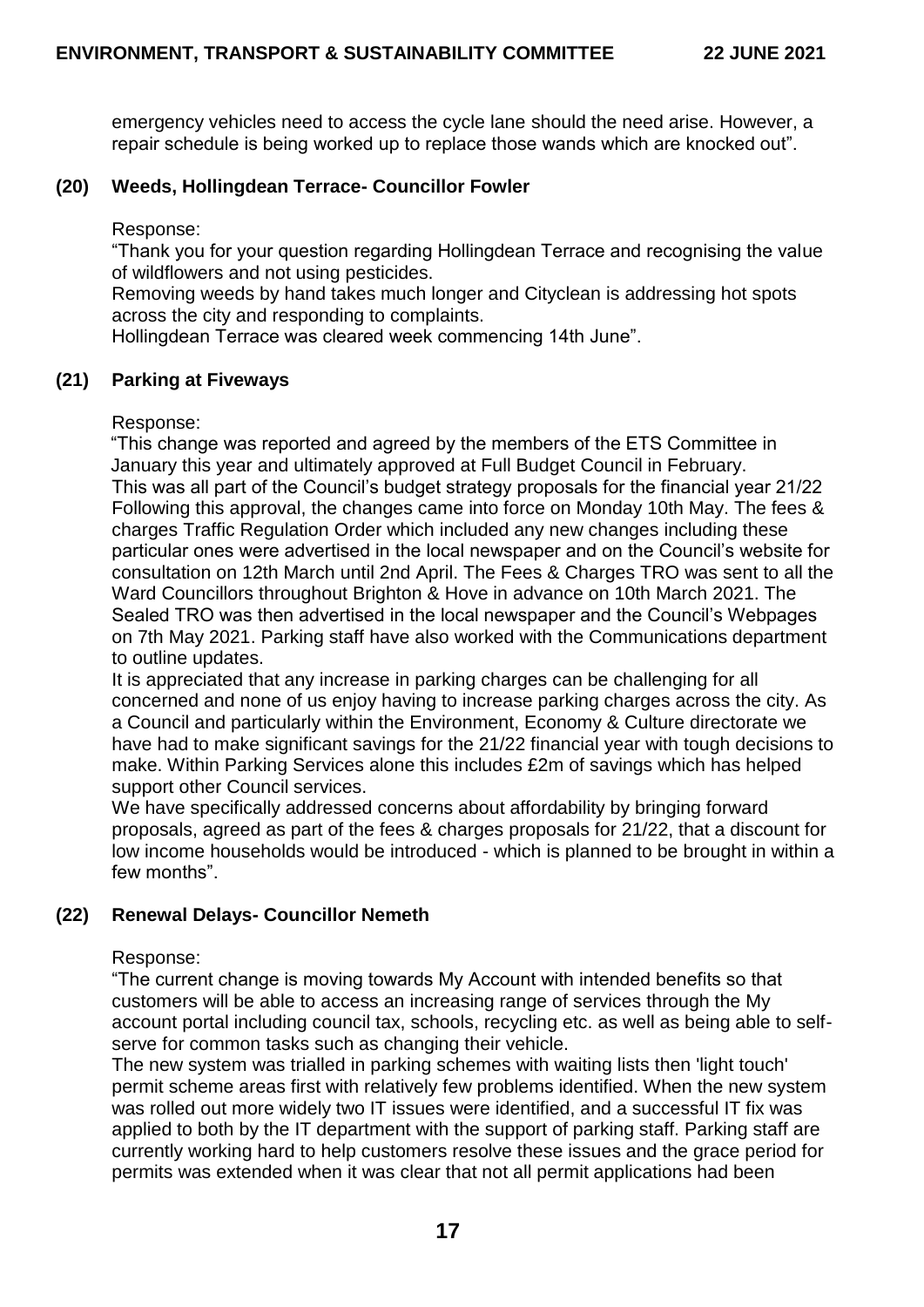emergency vehicles need to access the cycle lane should the need arise. However, a repair schedule is being worked up to replace those wands which are knocked out".

**(20) Weeds, Hollingdean Terrace- Councillor Fowler**

Response:

"Thank you for your question regarding Hollingdean Terrace and recognising the value of wildflowers and not using pesticides.

Removing weeds by hand takes much longer and Cityclean is addressing hot spots across the city and responding to complaints.

Hollingdean Terrace was cleared week commencing 14th June".

**(21) Parking at Fiveways**

Response:

"This change was reported and agreed by the members of the ETS Committee in January this year and ultimately approved at Full Budget Council in February. This was all part of the Council's budget strategy proposals for the financial year 21/22 Following this approval, the changes came into force on Monday 10th May. The fees & charges Traffic Regulation Order which included any new changes including these particular ones were advertised in the local newspaper and on the Council's website for consultation on 12th March until 2nd April. The Fees & Charges TRO was sent to all the Ward Councillors throughout Brighton & Hove in advance on 10th March 2021. The Sealed TRO was then advertised in the local newspaper and the Council's Webpages on 7th May 2021. Parking staff have also worked with the Communications department to outline updates.

It is appreciated that any increase in parking charges can be challenging for all concerned and none of us enjoy having to increase parking charges across the city. As a Council and particularly within the Environment, Economy & Culture directorate we have had to make significant savings for the 21/22 financial year with tough decisions to make. Within Parking Services alone this includes £2m of savings which has helped support other Council services.

We have specifically addressed concerns about affordability by bringing forward proposals, agreed as part of the fees & charges proposals for 21/22, that a discount for low income households would be introduced - which is planned to be brought in within a few months".

**(22) Renewal Delays- Councillor Nemeth**

Response:

"The current change is moving towards My Account with intended benefits so that customers will be able to access an increasing range of services through the My account portal including council tax, schools, recycling etc. as well as being able to self-serve for common tasks such as changing their vehicle.

The new system was trialled in parking schemes with waiting lists then 'light touch' permit scheme areas first with relatively few problems identified. When the new system was rolled out more widely two IT issues were identified, and a successful IT fix was applied to both by the IT department with the support of parking staff. Parking staff are currently working hard to help customers resolve these issues and the grace period for permits was extended when it was clear that not all permit applications had been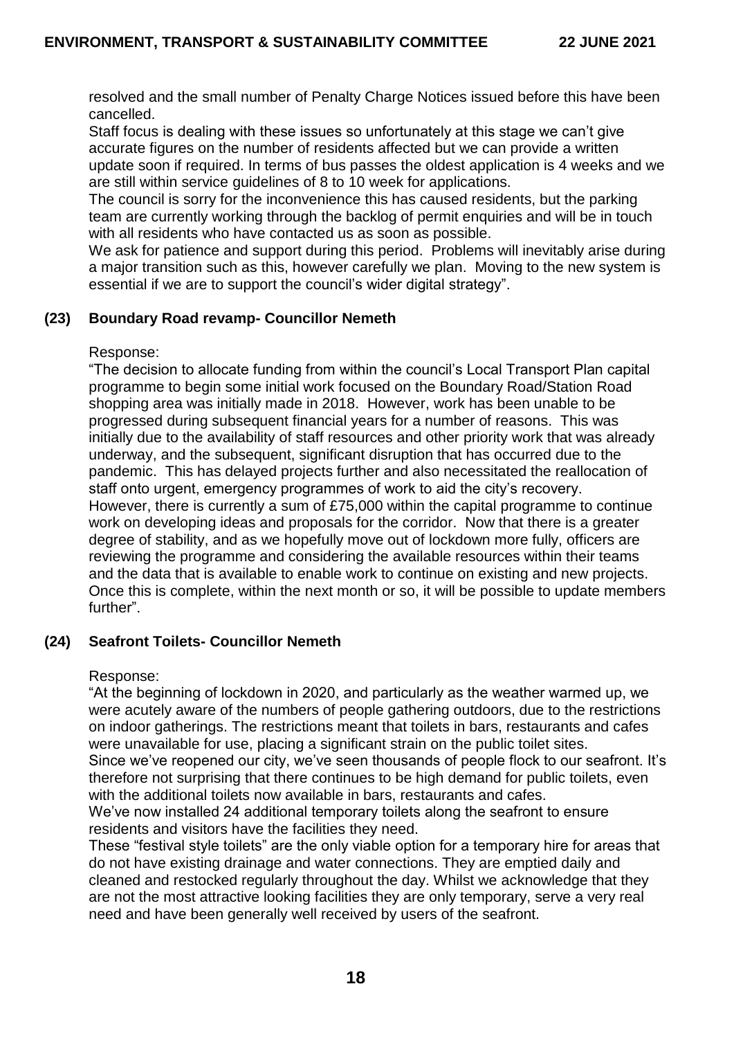resolved and the small number of Penalty Charge Notices issued before this have been cancelled.

Staff focus is dealing with these issues so unfortunately at this stage we can't give accurate figures on the number of residents affected but we can provide a written update soon if required. In terms of bus passes the oldest application is 4 weeks and we are still within service guidelines of 8 to 10 week for applications.

The council is sorry for the inconvenience this has caused residents, but the parking team are currently working through the backlog of permit enquiries and will be in touch with all residents who have contacted us as soon as possible.

We ask for patience and support during this period. Problems will inevitably arise during a major transition such as this, however carefully we plan. Moving to the new system is essential if we are to support the council's wider digital strategy".

### (23) Boundary Road revamp- Councillor Nemeth

Response:

"The decision to allocate funding from within the council's Local Transport Plan capital programme to begin some initial work focused on the Boundary Road/Station Road shopping area was initially made in 2018. However, work has been unable to be progressed during subsequent financial years for a number of reasons. This was initially due to the availability of staff resources and other priority work that was already underway, and the subsequent, significant disruption that has occurred due to the pandemic. This has delayed projects further and also necessitated the reallocation of staff onto urgent, emergency programmes of work to aid the city's recovery.

However, there is currently a sum of £75,000 within the capital programme to continue work on developing ideas and proposals for the corridor. Now that there is a greater degree of stability, and as we hopefully move out of lockdown more fully, officers are reviewing the programme and considering the available resources within their teams and the data that is available to enable work to continue on existing and new projects. Once this is complete, within the next month or so, it will be possible to update members further".

### (24) Seafront Toilets- Councillor Nemeth

Response:

"At the beginning of lockdown in 2020, and particularly as the weather warmed up, we were acutely aware of the numbers of people gathering outdoors, due to the restrictions on indoor gatherings. The restrictions meant that toilets in bars, restaurants and cafes were unavailable for use, placing a significant strain on the public toilet sites.

Since we've reopened our city, we've seen thousands of people flock to our seafront. It's therefore not surprising that there continues to be high demand for public toilets, even with the additional toilets now available in bars, restaurants and cafes.

We've now installed 24 additional temporary toilets along the seafront to ensure residents and visitors have the facilities they need.

These "festival style toilets" are the only viable option for a temporary hire for areas that do not have existing drainage and water connections. They are emptied daily and cleaned and restocked regularly throughout the day. Whilst we acknowledge that they are not the most attractive looking facilities they are only temporary, serve a very real need and have been generally well received by users of the seafront.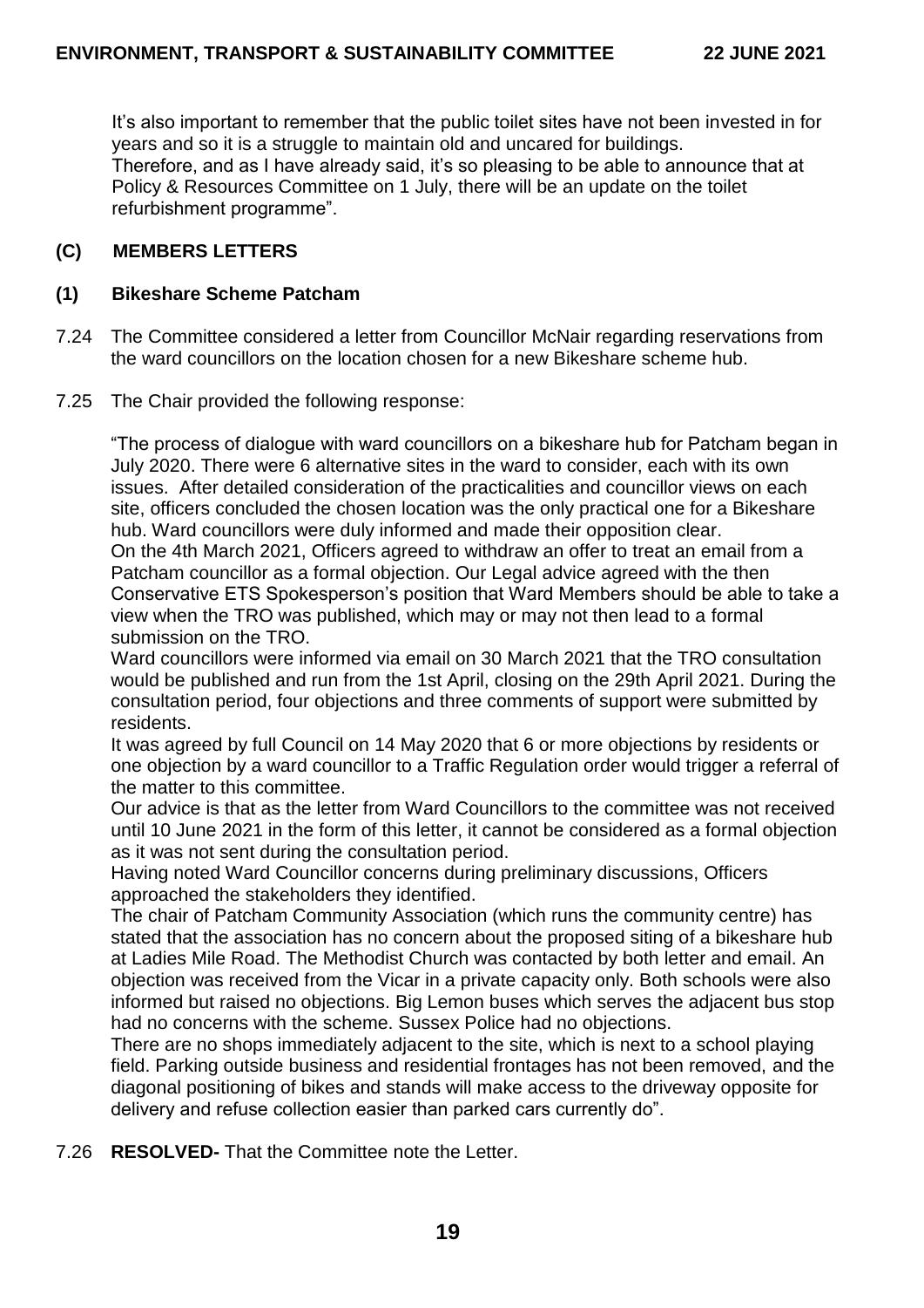It's also important to remember that the public toilet sites have not been invested in for years and so it is a struggle to maintain old and uncared for buildings.
Therefore, and as I have already said, it's so pleasing to be able to announce that at Policy & Resources Committee on 1 July, there will be an update on the toilet refurbishment programme".

### (C) MEMBERS LETTERS

### (1) Bikeshare Scheme Patcham

7.24 The Committee considered a letter from Councillor McNair regarding reservations from the ward councillors on the location chosen for a new Bikeshare scheme hub.

7.25 The Chair provided the following response:

"The process of dialogue with ward councillors on a bikeshare hub for Patcham began in July 2020. There were 6 alternative sites in the ward to consider, each with its own issues. After detailed consideration of the practicalities and councillor views on each site, officers concluded the chosen location was the only practical one for a Bikeshare hub. Ward councillors were duly informed and made their opposition clear.
On the 4th March 2021, Officers agreed to withdraw an offer to treat an email from a Patcham councillor as a formal objection. Our Legal advice agreed with the then Conservative ETS Spokesperson's position that Ward Members should be able to take a view when the TRO was published, which may or may not then lead to a formal submission on the TRO.
Ward councillors were informed via email on 30 March 2021 that the TRO consultation would be published and run from the 1st April, closing on the 29th April 2021. During the consultation period, four objections and three comments of support were submitted by residents.
It was agreed by full Council on 14 May 2020 that 6 or more objections by residents or one objection by a ward councillor to a Traffic Regulation order would trigger a referral of the matter to this committee.
Our advice is that as the letter from Ward Councillors to the committee was not received until 10 June 2021 in the form of this letter, it cannot be considered as a formal objection as it was not sent during the consultation period.
Having noted Ward Councillor concerns during preliminary discussions, Officers approached the stakeholders they identified.
The chair of Patcham Community Association (which runs the community centre) has stated that the association has no concern about the proposed siting of a bikeshare hub at Ladies Mile Road. The Methodist Church was contacted by both letter and email. An objection was received from the Vicar in a private capacity only. Both schools were also informed but raised no objections. Big Lemon buses which serves the adjacent bus stop had no concerns with the scheme. Sussex Police had no objections.
There are no shops immediately adjacent to the site, which is next to a school playing field. Parking outside business and residential frontages has not been removed, and the diagonal positioning of bikes and stands will make access to the driveway opposite for delivery and refuse collection easier than parked cars currently do".

7.26 **RESOLVED-** That the Committee note the Letter.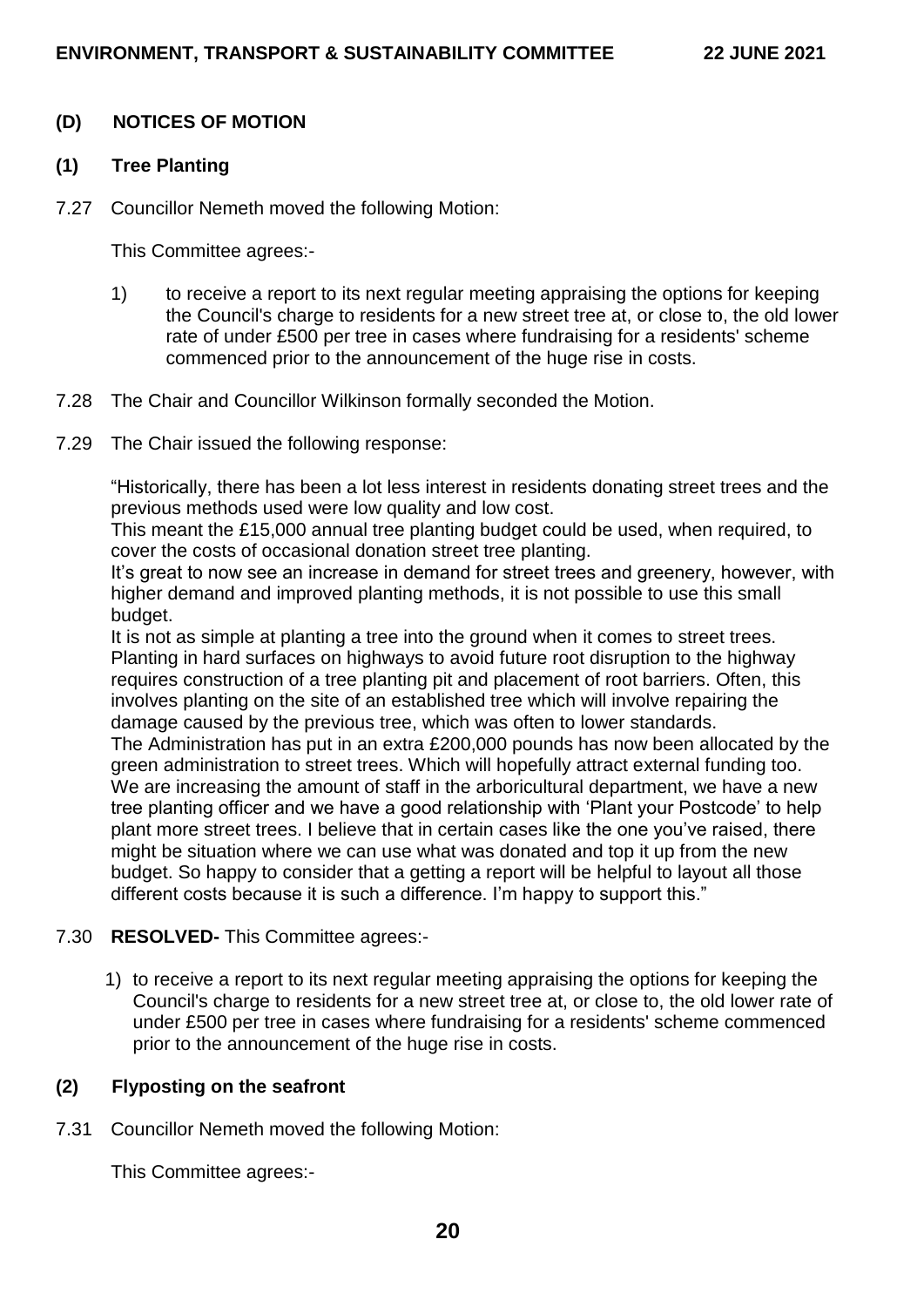## (D) NOTICES OF MOTION

### (1) Tree Planting

7.27 Councillor Nemeth moved the following Motion:

This Committee agrees:-

1) to receive a report to its next regular meeting appraising the options for keeping the Council's charge to residents for a new street tree at, or close to, the old lower rate of under £500 per tree in cases where fundraising for a residents' scheme commenced prior to the announcement of the huge rise in costs.

7.28 The Chair and Councillor Wilkinson formally seconded the Motion.

7.29 The Chair issued the following response:

"Historically, there has been a lot less interest in residents donating street trees and the previous methods used were low quality and low cost.
This meant the £15,000 annual tree planting budget could be used, when required, to cover the costs of occasional donation street tree planting.
It's great to now see an increase in demand for street trees and greenery, however, with higher demand and improved planting methods, it is not possible to use this small budget.
It is not as simple at planting a tree into the ground when it comes to street trees. Planting in hard surfaces on highways to avoid future root disruption to the highway requires construction of a tree planting pit and placement of root barriers. Often, this involves planting on the site of an established tree which will involve repairing the damage caused by the previous tree, which was often to lower standards.
The Administration has put in an extra £200,000 pounds has now been allocated by the green administration to street trees. Which will hopefully attract external funding too. We are increasing the amount of staff in the arboricultural department, we have a new tree planting officer and we have a good relationship with 'Plant your Postcode' to help plant more street trees. I believe that in certain cases like the one you've raised, there might be situation where we can use what was donated and top it up from the new budget. So happy to consider that a getting a report will be helpful to layout all those different costs because it is such a difference. I'm happy to support this."

7.30 **RESOLVED-** This Committee agrees:-

1) to receive a report to its next regular meeting appraising the options for keeping the Council's charge to residents for a new street tree at, or close to, the old lower rate of under £500 per tree in cases where fundraising for a residents' scheme commenced prior to the announcement of the huge rise in costs.

### (2) Flyposting on the seafront

7.31 Councillor Nemeth moved the following Motion:

This Committee agrees:-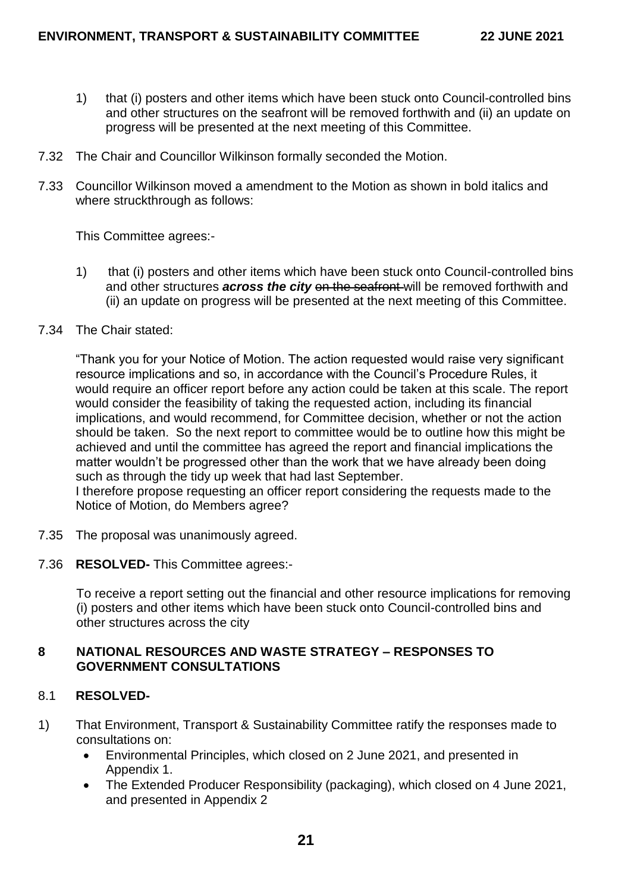1) that (i) posters and other items which have been stuck onto Council-controlled bins and other structures on the seafront will be removed forthwith and (ii) an update on progress will be presented at the next meeting of this Committee.

7.32 The Chair and Councillor Wilkinson formally seconded the Motion.

7.33 Councillor Wilkinson moved a amendment to the Motion as shown in bold italics and where struckthrough as follows:

This Committee agrees:-

1) that (i) posters and other items which have been stuck onto Council-controlled bins and other structures ***across the city*** ~~on the seafront~~ will be removed forthwith and (ii) an update on progress will be presented at the next meeting of this Committee.

7.34 The Chair stated:

"Thank you for your Notice of Motion. The action requested would raise very significant resource implications and so, in accordance with the Council's Procedure Rules, it would require an officer report before any action could be taken at this scale. The report would consider the feasibility of taking the requested action, including its financial implications, and would recommend, for Committee decision, whether or not the action should be taken. So the next report to committee would be to outline how this might be achieved and until the committee has agreed the report and financial implications the matter wouldn't be progressed other than the work that we have already been doing such as through the tidy up week that had last September.
I therefore propose requesting an officer report considering the requests made to the Notice of Motion, do Members agree?

7.35 The proposal was unanimously agreed.

7.36 **RESOLVED-** This Committee agrees:-

To receive a report setting out the financial and other resource implications for removing (i) posters and other items which have been stuck onto Council-controlled bins and other structures across the city

## 8 NATIONAL RESOURCES AND WASTE STRATEGY – RESPONSES TO GOVERNMENT CONSULTATIONS

8.1 **RESOLVED-**

1) That Environment, Transport & Sustainability Committee ratify the responses made to consultations on:
   - Environmental Principles, which closed on 2 June 2021, and presented in Appendix 1.
   - The Extended Producer Responsibility (packaging), which closed on 4 June 2021, and presented in Appendix 2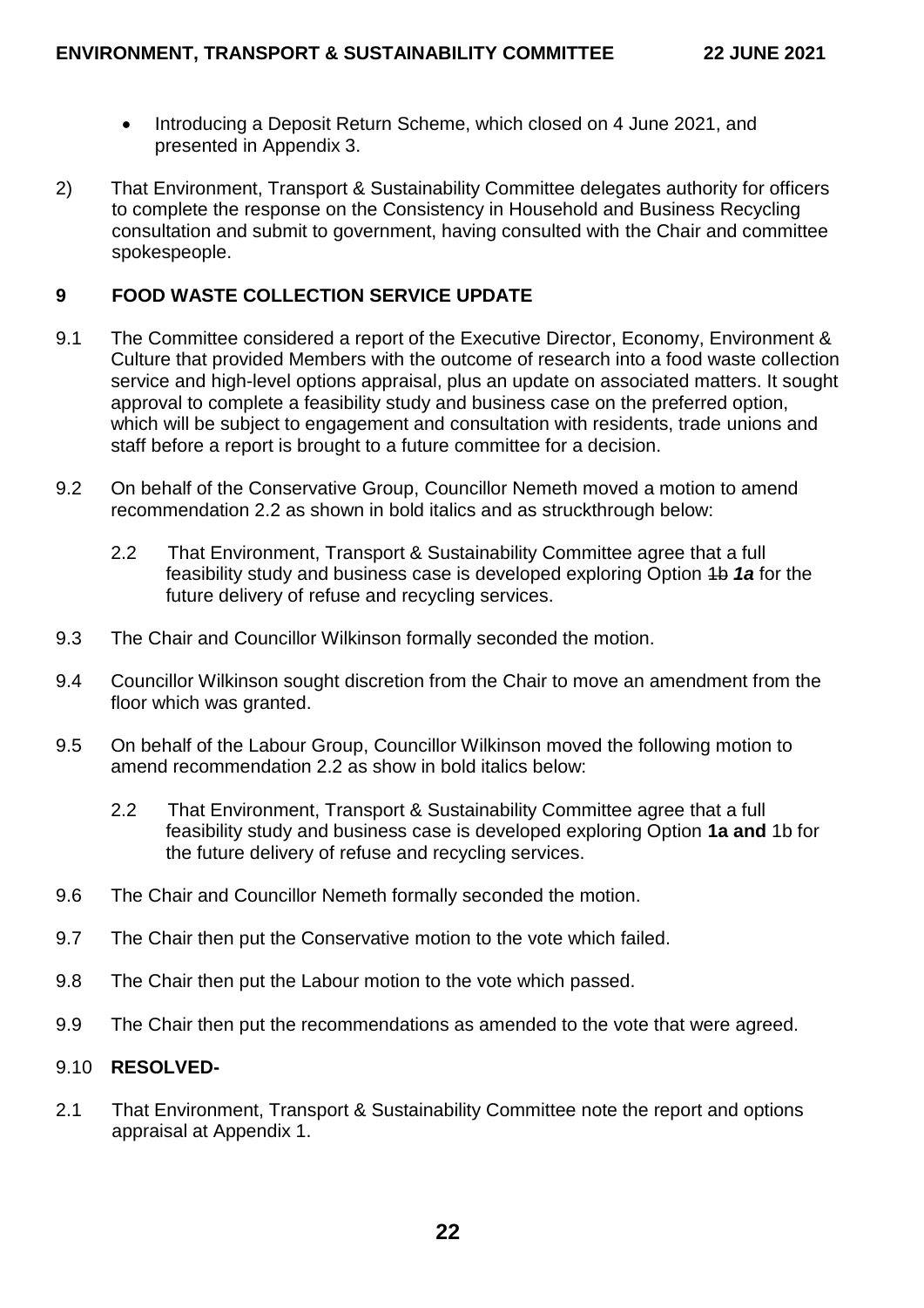- Introducing a Deposit Return Scheme, which closed on 4 June 2021, and presented in Appendix 3.

2) That Environment, Transport & Sustainability Committee delegates authority for officers to complete the response on the Consistency in Household and Business Recycling consultation and submit to government, having consulted with the Chair and committee spokespeople.

## 9 FOOD WASTE COLLECTION SERVICE UPDATE

9.1 The Committee considered a report of the Executive Director, Economy, Environment & Culture that provided Members with the outcome of research into a food waste collection service and high-level options appraisal, plus an update on associated matters. It sought approval to complete a feasibility study and business case on the preferred option, which will be subject to engagement and consultation with residents, trade unions and staff before a report is brought to a future committee for a decision.

9.2 On behalf of the Conservative Group, Councillor Nemeth moved a motion to amend recommendation 2.2 as shown in bold italics and as struckthrough below:

> 2.2 That Environment, Transport & Sustainability Committee agree that a full feasibility study and business case is developed exploring Option ~~1b~~ ***1a*** for the future delivery of refuse and recycling services.

9.3 The Chair and Councillor Wilkinson formally seconded the motion.

9.4 Councillor Wilkinson sought discretion from the Chair to move an amendment from the floor which was granted.

9.5 On behalf of the Labour Group, Councillor Wilkinson moved the following motion to amend recommendation 2.2 as show in bold italics below:

> 2.2 That Environment, Transport & Sustainability Committee agree that a full feasibility study and business case is developed exploring Option **1a and** 1b for the future delivery of refuse and recycling services.

9.6 The Chair and Councillor Nemeth formally seconded the motion.

9.7 The Chair then put the Conservative motion to the vote which failed.

9.8 The Chair then put the Labour motion to the vote which passed.

9.9 The Chair then put the recommendations as amended to the vote that were agreed.

9.10 **RESOLVED-**

2.1 That Environment, Transport & Sustainability Committee note the report and options appraisal at Appendix 1.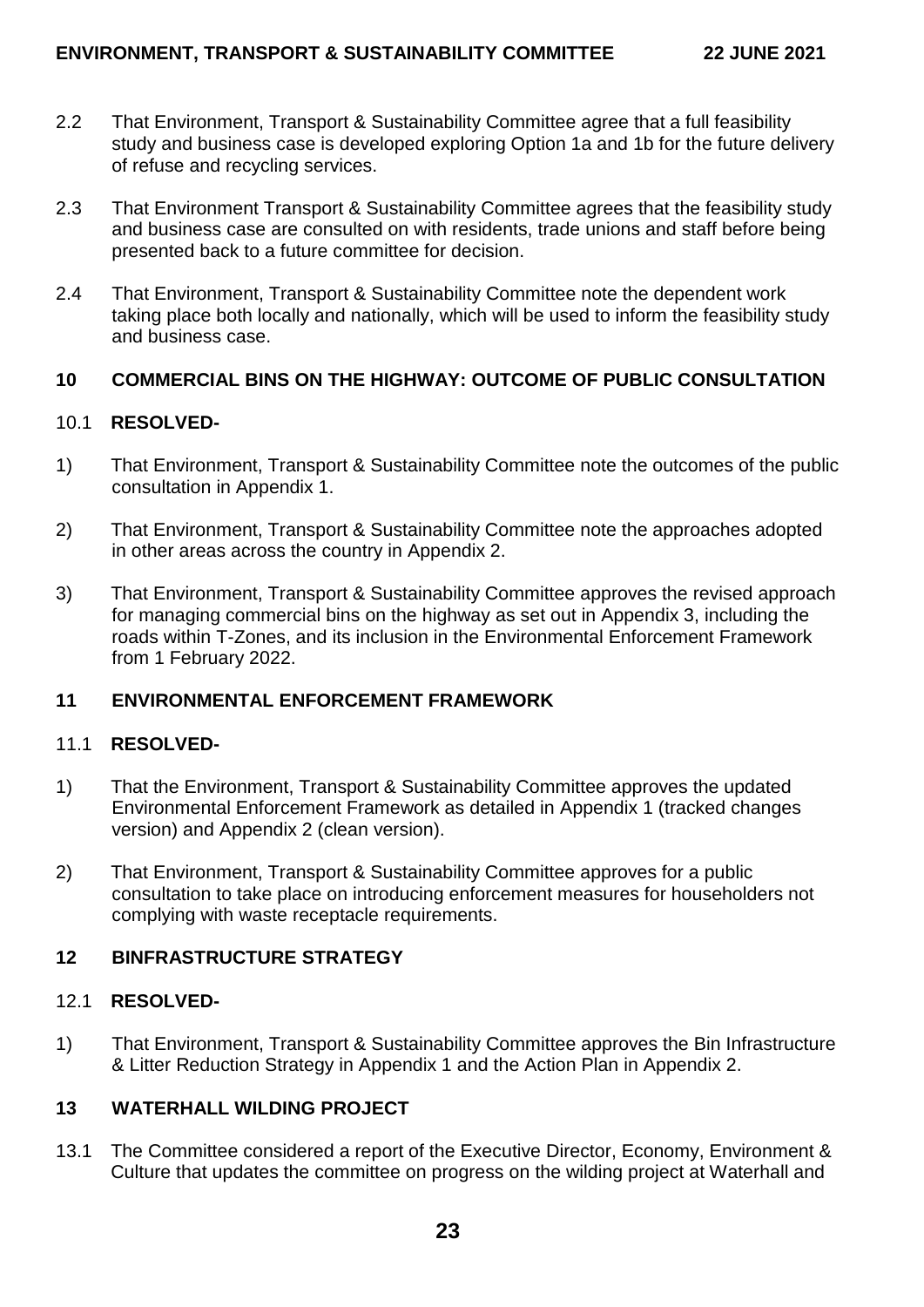2.2 That Environment, Transport & Sustainability Committee agree that a full feasibility study and business case is developed exploring Option 1a and 1b for the future delivery of refuse and recycling services.

2.3 That Environment Transport & Sustainability Committee agrees that the feasibility study and business case are consulted on with residents, trade unions and staff before being presented back to a future committee for decision.

2.4 That Environment, Transport & Sustainability Committee note the dependent work taking place both locally and nationally, which will be used to inform the feasibility study and business case.

## 10 COMMERCIAL BINS ON THE HIGHWAY: OUTCOME OF PUBLIC CONSULTATION

10.1 **RESOLVED-**

1) That Environment, Transport & Sustainability Committee note the outcomes of the public consultation in Appendix 1.

2) That Environment, Transport & Sustainability Committee note the approaches adopted in other areas across the country in Appendix 2.

3) That Environment, Transport & Sustainability Committee approves the revised approach for managing commercial bins on the highway as set out in Appendix 3, including the roads within T-Zones, and its inclusion in the Environmental Enforcement Framework from 1 February 2022.

## 11 ENVIRONMENTAL ENFORCEMENT FRAMEWORK

11.1 **RESOLVED-**

1) That the Environment, Transport & Sustainability Committee approves the updated Environmental Enforcement Framework as detailed in Appendix 1 (tracked changes version) and Appendix 2 (clean version).

2) That Environment, Transport & Sustainability Committee approves for a public consultation to take place on introducing enforcement measures for householders not complying with waste receptacle requirements.

## 12 BINFRASTRUCTURE STRATEGY

12.1 **RESOLVED-**

1) That Environment, Transport & Sustainability Committee approves the Bin Infrastructure & Litter Reduction Strategy in Appendix 1 and the Action Plan in Appendix 2.

## 13 WATERHALL WILDING PROJECT

13.1 The Committee considered a report of the Executive Director, Economy, Environment & Culture that updates the committee on progress on the wilding project at Waterhall and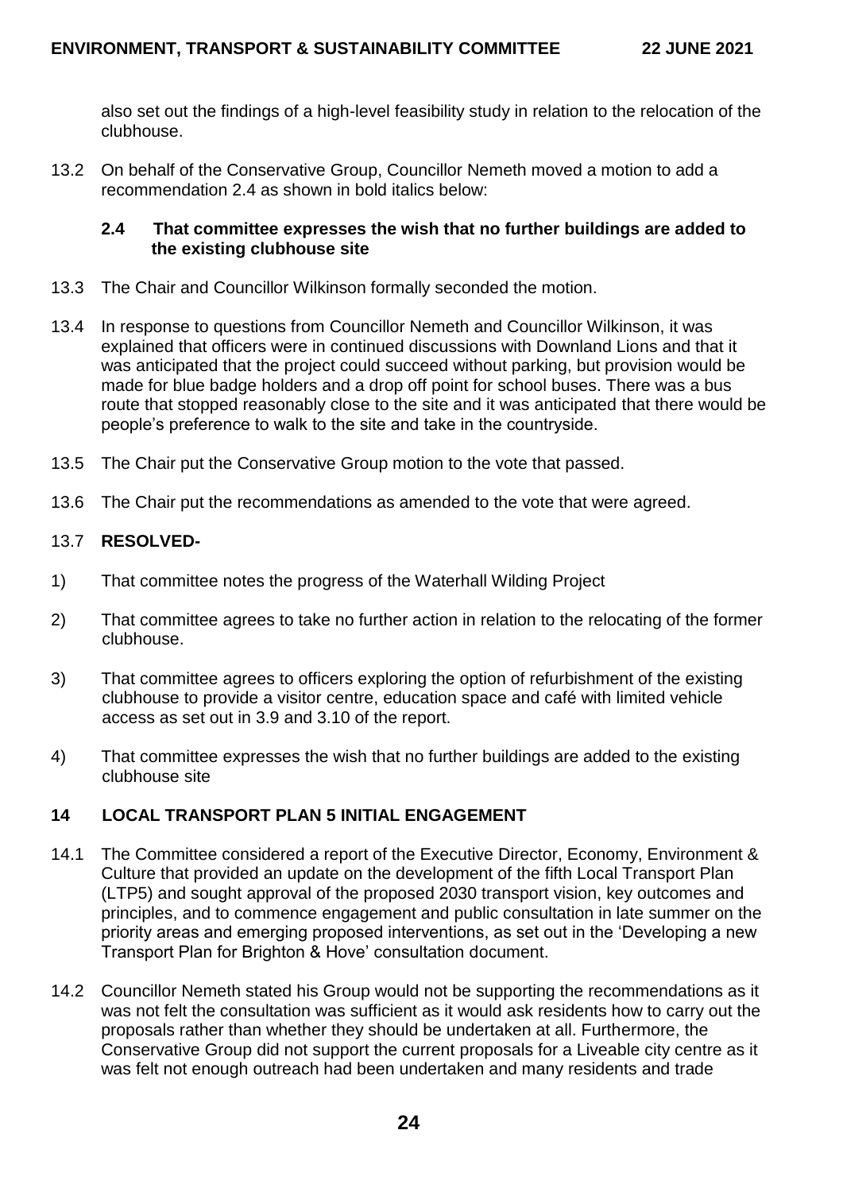also set out the findings of a high-level feasibility study in relation to the relocation of the clubhouse.

13.2 On behalf of the Conservative Group, Councillor Nemeth moved a motion to add a recommendation 2.4 as shown in bold italics below:

**2.4 That committee expresses the wish that no further buildings are added to the existing clubhouse site**

13.3 The Chair and Councillor Wilkinson formally seconded the motion.

13.4 In response to questions from Councillor Nemeth and Councillor Wilkinson, it was explained that officers were in continued discussions with Downland Lions and that it was anticipated that the project could succeed without parking, but provision would be made for blue badge holders and a drop off point for school buses. There was a bus route that stopped reasonably close to the site and it was anticipated that there would be people's preference to walk to the site and take in the countryside.

13.5 The Chair put the Conservative Group motion to the vote that passed.

13.6 The Chair put the recommendations as amended to the vote that were agreed.

13.7 **RESOLVED-**

1) That committee notes the progress of the Waterhall Wilding Project

2) That committee agrees to take no further action in relation to the relocating of the former clubhouse.

3) That committee agrees to officers exploring the option of refurbishment of the existing clubhouse to provide a visitor centre, education space and café with limited vehicle access as set out in 3.9 and 3.10 of the report.

4) That committee expresses the wish that no further buildings are added to the existing clubhouse site

## 14 LOCAL TRANSPORT PLAN 5 INITIAL ENGAGEMENT

14.1 The Committee considered a report of the Executive Director, Economy, Environment & Culture that provided an update on the development of the fifth Local Transport Plan (LTP5) and sought approval of the proposed 2030 transport vision, key outcomes and principles, and to commence engagement and public consultation in late summer on the priority areas and emerging proposed interventions, as set out in the 'Developing a new Transport Plan for Brighton & Hove' consultation document.

14.2 Councillor Nemeth stated his Group would not be supporting the recommendations as it was not felt the consultation was sufficient as it would ask residents how to carry out the proposals rather than whether they should be undertaken at all. Furthermore, the Conservative Group did not support the current proposals for a Liveable city centre as it was felt not enough outreach had been undertaken and many residents and trade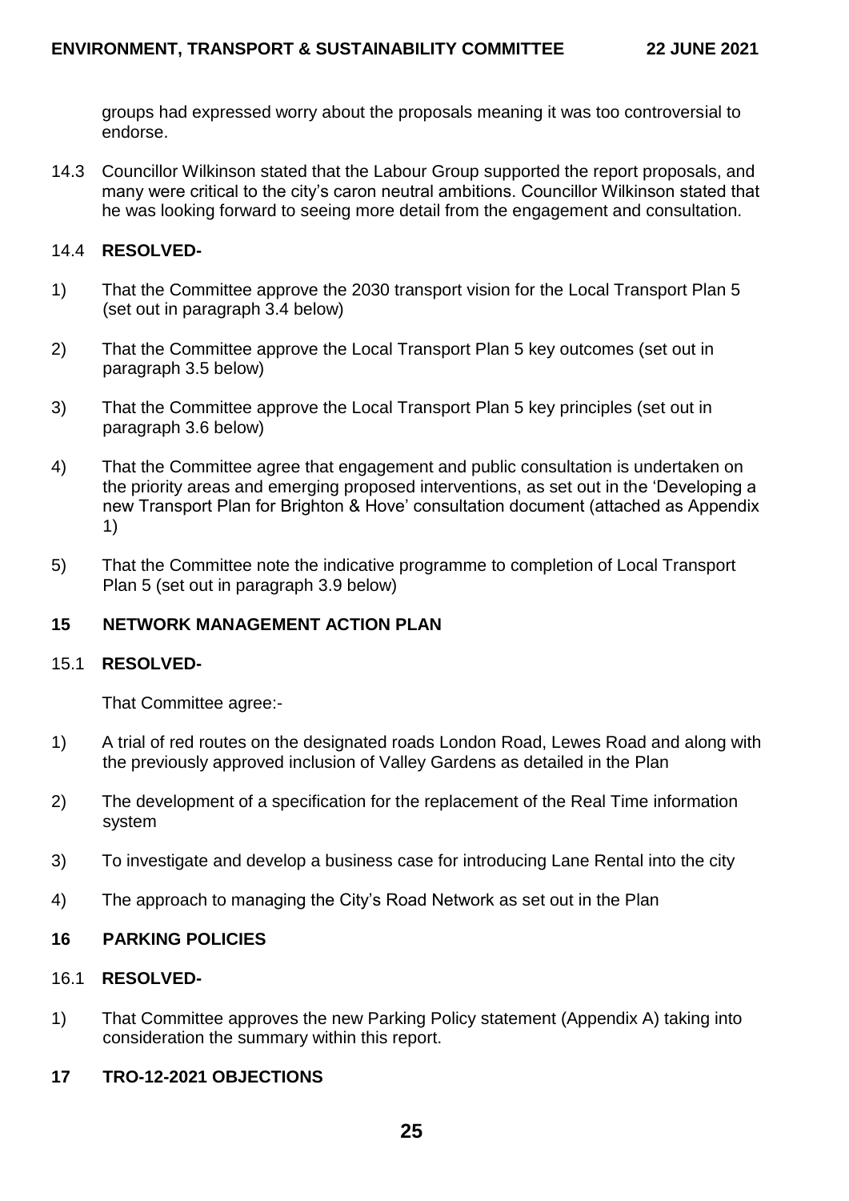groups had expressed worry about the proposals meaning it was too controversial to endorse.

14.3 Councillor Wilkinson stated that the Labour Group supported the report proposals, and many were critical to the city's caron neutral ambitions. Councillor Wilkinson stated that he was looking forward to seeing more detail from the engagement and consultation.

14.4 **RESOLVED-**

1) That the Committee approve the 2030 transport vision for the Local Transport Plan 5 (set out in paragraph 3.4 below)

2) That the Committee approve the Local Transport Plan 5 key outcomes (set out in paragraph 3.5 below)

3) That the Committee approve the Local Transport Plan 5 key principles (set out in paragraph 3.6 below)

4) That the Committee agree that engagement and public consultation is undertaken on the priority areas and emerging proposed interventions, as set out in the 'Developing a new Transport Plan for Brighton & Hove' consultation document (attached as Appendix 1)

5) That the Committee note the indicative programme to completion of Local Transport Plan 5 (set out in paragraph 3.9 below)

## 15 NETWORK MANAGEMENT ACTION PLAN

15.1 **RESOLVED-**

That Committee agree:-

1) A trial of red routes on the designated roads London Road, Lewes Road and along with the previously approved inclusion of Valley Gardens as detailed in the Plan

2) The development of a specification for the replacement of the Real Time information system

3) To investigate and develop a business case for introducing Lane Rental into the city

4) The approach to managing the City's Road Network as set out in the Plan

## 16 PARKING POLICIES

16.1 **RESOLVED-**

1) That Committee approves the new Parking Policy statement (Appendix A) taking into consideration the summary within this report.

## 17 TRO-12-2021 OBJECTIONS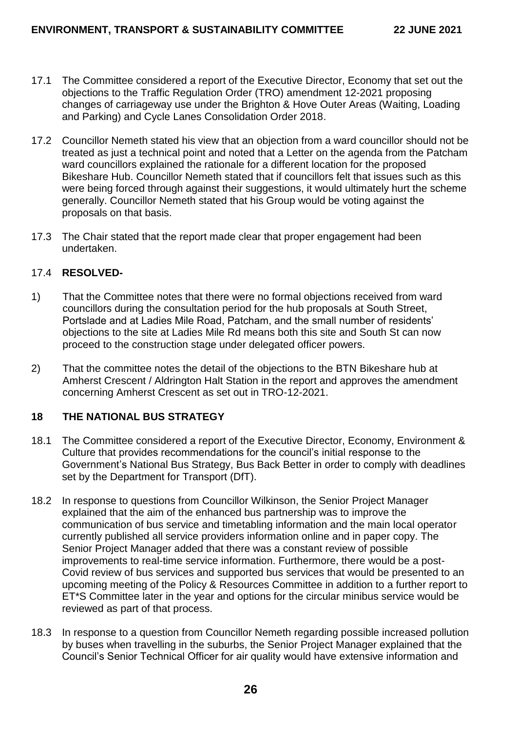17.1 The Committee considered a report of the Executive Director, Economy that set out the objections to the Traffic Regulation Order (TRO) amendment 12-2021 proposing changes of carriageway use under the Brighton & Hove Outer Areas (Waiting, Loading and Parking) and Cycle Lanes Consolidation Order 2018.

17.2 Councillor Nemeth stated his view that an objection from a ward councillor should not be treated as just a technical point and noted that a Letter on the agenda from the Patcham ward councillors explained the rationale for a different location for the proposed Bikeshare Hub. Councillor Nemeth stated that if councillors felt that issues such as this were being forced through against their suggestions, it would ultimately hurt the scheme generally. Councillor Nemeth stated that his Group would be voting against the proposals on that basis.

17.3 The Chair stated that the report made clear that proper engagement had been undertaken.

17.4 **RESOLVED-**

1) That the Committee notes that there were no formal objections received from ward councillors during the consultation period for the hub proposals at South Street, Portslade and at Ladies Mile Road, Patcham, and the small number of residents' objections to the site at Ladies Mile Rd means both this site and South St can now proceed to the construction stage under delegated officer powers.

2) That the committee notes the detail of the objections to the BTN Bikeshare hub at Amherst Crescent / Aldrington Halt Station in the report and approves the amendment concerning Amherst Crescent as set out in TRO-12-2021.

## 18 THE NATIONAL BUS STRATEGY

18.1 The Committee considered a report of the Executive Director, Economy, Environment & Culture that provides recommendations for the council's initial response to the Government's National Bus Strategy, Bus Back Better in order to comply with deadlines set by the Department for Transport (DfT).

18.2 In response to questions from Councillor Wilkinson, the Senior Project Manager explained that the aim of the enhanced bus partnership was to improve the communication of bus service and timetabling information and the main local operator currently published all service providers information online and in paper copy. The Senior Project Manager added that there was a constant review of possible improvements to real-time service information. Furthermore, there would be a post-Covid review of bus services and supported bus services that would be presented to an upcoming meeting of the Policy & Resources Committee in addition to a further report to ET*S Committee later in the year and options for the circular minibus service would be reviewed as part of that process.

18.3 In response to a question from Councillor Nemeth regarding possible increased pollution by buses when travelling in the suburbs, the Senior Project Manager explained that the Council's Senior Technical Officer for air quality would have extensive information and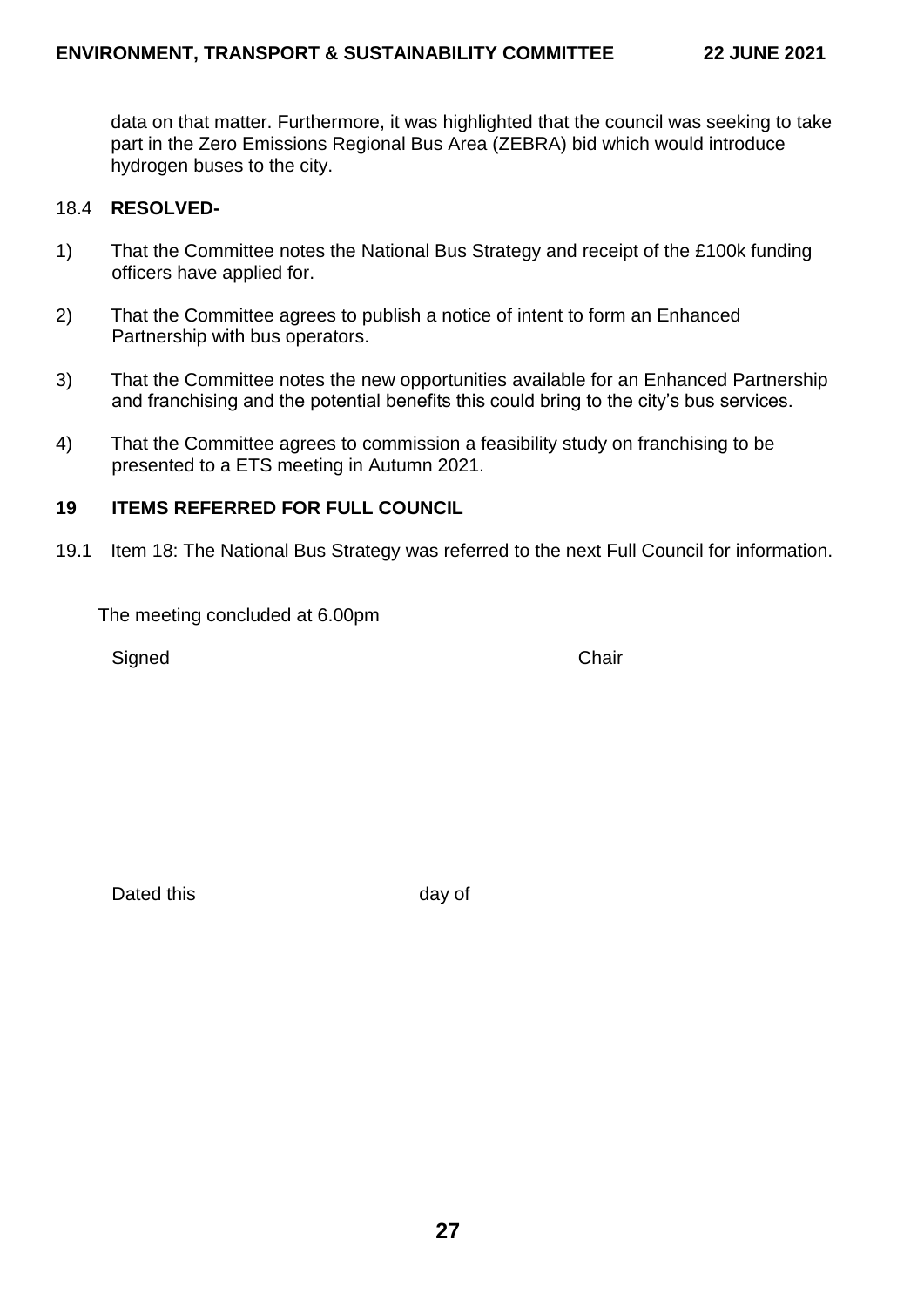data on that matter. Furthermore, it was highlighted that the council was seeking to take part in the Zero Emissions Regional Bus Area (ZEBRA) bid which would introduce hydrogen buses to the city.

18.4 **RESOLVED-**

1) That the Committee notes the National Bus Strategy and receipt of the £100k funding officers have applied for.

2) That the Committee agrees to publish a notice of intent to form an Enhanced Partnership with bus operators.

3) That the Committee notes the new opportunities available for an Enhanced Partnership and franchising and the potential benefits this could bring to the city's bus services.

4) That the Committee agrees to commission a feasibility study on franchising to be presented to a ETS meeting in Autumn 2021.

## 19 ITEMS REFERRED FOR FULL COUNCIL

19.1 Item 18: The National Bus Strategy was referred to the next Full Council for information.

The meeting concluded at 6.00pm

Signed Chair

Dated this day of